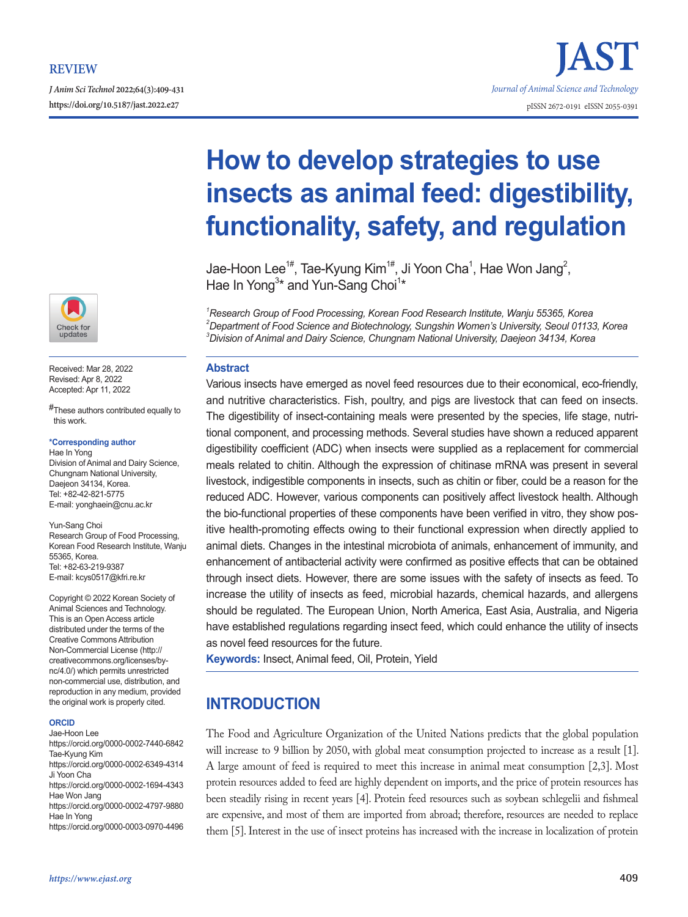REVIEW

*J Anim Sci Technol* 2022;64(3):409-431
https://doi.org/10.5187/jast.2022.e27

JAST
*Journal of Animal Science and Technology*
pISSN 2672-0191 eISSN 2055-0391

# How to develop strategies to use insects as animal feed: digestibility, functionality, safety, and regulation

Jae-Hoon Lee[1#], Tae-Kyung Kim[1#], Ji Yoon Cha[1], Hae Won Jang[2], Hae In Yong[3]* and Yun-Sang Choi[1]*

[1]*Research Group of Food Processing, Korean Food Research Institute, Wanju 55365, Korea*
[2]*Department of Food Science and Biotechnology, Sungshin Women's University, Seoul 01133, Korea*
[3]*Division of Animal and Dairy Science, Chungnam National University, Daejeon 34134, Korea*

Received: Mar 28, 2022
Revised: Apr 8, 2022
Accepted: Apr 11, 2022

#These authors contributed equally to this work.

**\*Corresponding author**
Hae In Yong
Division of Animal and Dairy Science, Chungnam National University, Daejeon 34134, Korea.
Tel: +82-42-821-5775
E-mail: yonghaein@cnu.ac.kr

Yun-Sang Choi
Research Group of Food Processing, Korean Food Research Institute, Wanju 55365, Korea.
Tel: +82-63-219-9387
E-mail: kcys0517@kfri.re.kr

Copyright © 2022 Korean Society of Animal Sciences and Technology. This is an Open Access article distributed under the terms of the Creative Commons Attribution Non-Commercial License (http://creativecommons.org/licenses/by-nc/4.0/) which permits unrestricted non-commercial use, distribution, and reproduction in any medium, provided the original work is properly cited.

**ORCID**
Jae-Hoon Lee
https://orcid.org/0000-0002-7440-6842
Tae-Kyung Kim
https://orcid.org/0000-0002-6349-4314
Ji Yoon Cha
https://orcid.org/0000-0002-1694-4343
Hae Won Jang
https://orcid.org/0000-0002-4797-9880
Hae In Yong
https://orcid.org/0000-0003-0970-4496

## Abstract

Various insects have emerged as novel feed resources due to their economical, eco-friendly, and nutritive characteristics. Fish, poultry, and pigs are livestock that can feed on insects. The digestibility of insect-containing meals were presented by the species, life stage, nutritional component, and processing methods. Several studies have shown a reduced apparent digestibility coefficient (ADC) when insects were supplied as a replacement for commercial meals related to chitin. Although the expression of chitinase mRNA was present in several livestock, indigestible components in insects, such as chitin or fiber, could be a reason for the reduced ADC. However, various components can positively affect livestock health. Although the bio-functional properties of these components have been verified in vitro, they show positive health-promoting effects owing to their functional expression when directly applied to animal diets. Changes in the intestinal microbiota of animals, enhancement of immunity, and enhancement of antibacterial activity were confirmed as positive effects that can be obtained through insect diets. However, there are some issues with the safety of insects as feed. To increase the utility of insects as feed, microbial hazards, chemical hazards, and allergens should be regulated. The European Union, North America, East Asia, Australia, and Nigeria have established regulations regarding insect feed, which could enhance the utility of insects as novel feed resources for the future.

**Keywords:** Insect, Animal feed, Oil, Protein, Yield

## INTRODUCTION

The Food and Agriculture Organization of the United Nations predicts that the global population will increase to 9 billion by 2050, with global meat consumption projected to increase as a result [1]. A large amount of feed is required to meet this increase in animal meat consumption [2,3]. Most protein resources added to feed are highly dependent on imports, and the price of protein resources has been steadily rising in recent years [4]. Protein feed resources such as soybean schlegelii and fishmeal are expensive, and most of them are imported from abroad; therefore, resources are needed to replace them [5]. Interest in the use of insect proteins has increased with the increase in localization of protein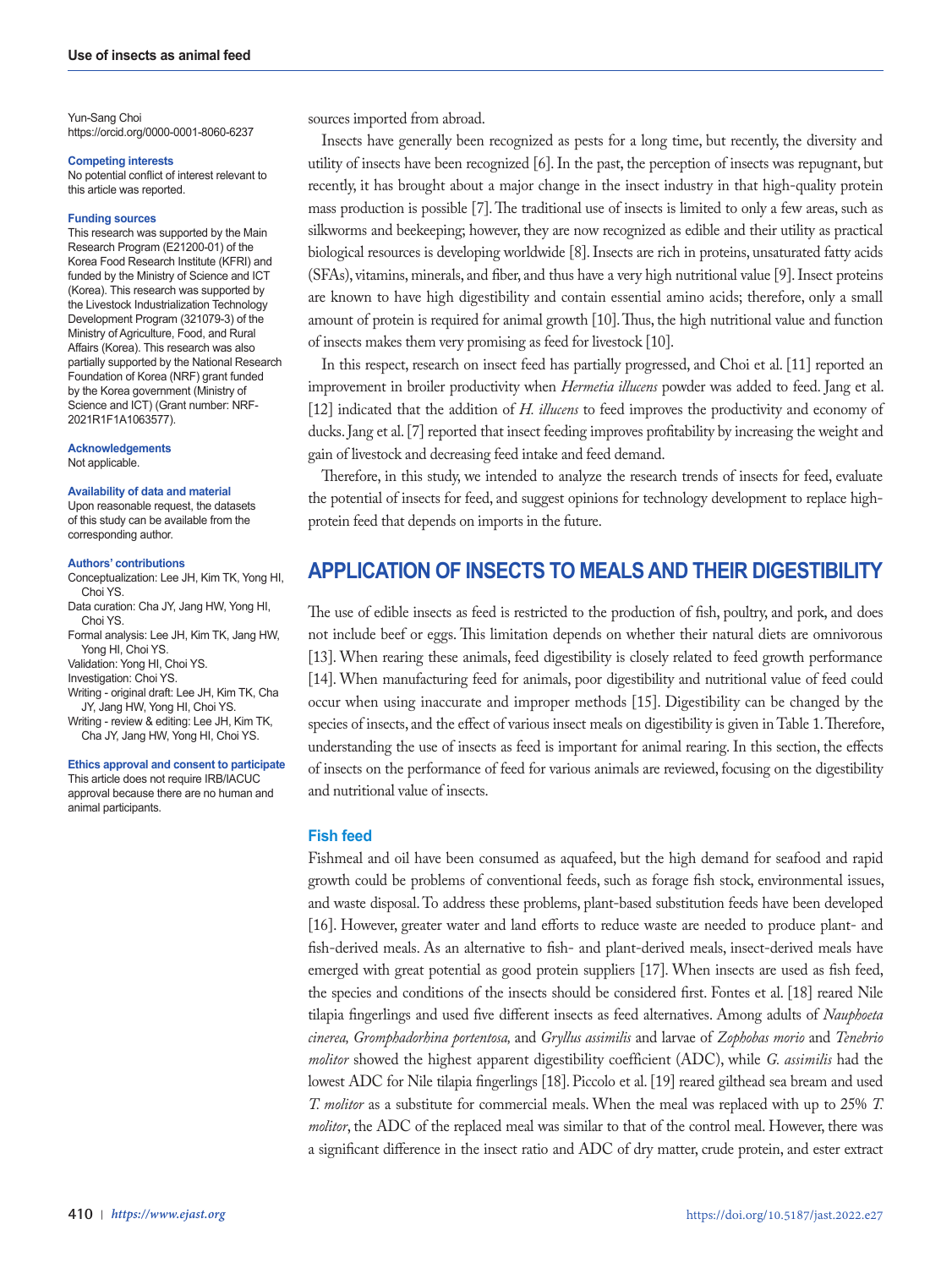Yun-Sang Choi
https://orcid.org/0000-0001-8060-6237

**Competing interests**
No potential conflict of interest relevant to this article was reported.

**Funding sources**
This research was supported by the Main Research Program (E21200-01) of the Korea Food Research Institute (KFRI) and funded by the Ministry of Science and ICT (Korea). This research was supported by the Livestock Industrialization Technology Development Program (321079-3) of the Ministry of Agriculture, Food, and Rural Affairs (Korea). This research was also partially supported by the National Research Foundation of Korea (NRF) grant funded by the Korea government (Ministry of Science and ICT) (Grant number: NRF-2021R1F1A1063577).

**Acknowledgements**
Not applicable.

**Availability of data and material**
Upon reasonable request, the datasets of this study can be available from the corresponding author.

**Authors' contributions**
Conceptualization: Lee JH, Kim TK, Yong HI, Choi YS.
Data curation: Cha JY, Jang HW, Yong HI, Choi YS.
Formal analysis: Lee JH, Kim TK, Jang HW, Yong HI, Choi YS.
Validation: Yong HI, Choi YS.
Investigation: Choi YS.
Writing - original draft: Lee JH, Kim TK, Cha JY, Jang HW, Yong HI, Choi YS.
Writing - review & editing: Lee JH, Kim TK, Cha JY, Jang HW, Yong HI, Choi YS.

**Ethics approval and consent to participate**
This article does not require IRB/IACUC approval because there are no human and animal participants.

sources imported from abroad.

Insects have generally been recognized as pests for a long time, but recently, the diversity and utility of insects have been recognized [6]. In the past, the perception of insects was repugnant, but recently, it has brought about a major change in the insect industry in that high-quality protein mass production is possible [7]. The traditional use of insects is limited to only a few areas, such as silkworms and beekeeping; however, they are now recognized as edible and their utility as practical biological resources is developing worldwide [8]. Insects are rich in proteins, unsaturated fatty acids (SFAs), vitamins, minerals, and fiber, and thus have a very high nutritional value [9]. Insect proteins are known to have high digestibility and contain essential amino acids; therefore, only a small amount of protein is required for animal growth [10]. Thus, the high nutritional value and function of insects makes them very promising as feed for livestock [10].

In this respect, research on insect feed has partially progressed, and Choi et al. [11] reported an improvement in broiler productivity when *Hermetia illucens* powder was added to feed. Jang et al. [12] indicated that the addition of *H. illucens* to feed improves the productivity and economy of ducks. Jang et al. [7] reported that insect feeding improves profitability by increasing the weight and gain of livestock and decreasing feed intake and feed demand.

Therefore, in this study, we intended to analyze the research trends of insects for feed, evaluate the potential of insects for feed, and suggest opinions for technology development to replace high-protein feed that depends on imports in the future.

## APPLICATION OF INSECTS TO MEALS AND THEIR DIGESTIBILITY

The use of edible insects as feed is restricted to the production of fish, poultry, and pork, and does not include beef or eggs. This limitation depends on whether their natural diets are omnivorous [13]. When rearing these animals, feed digestibility is closely related to feed growth performance [14]. When manufacturing feed for animals, poor digestibility and nutritional value of feed could occur when using inaccurate and improper methods [15]. Digestibility can be changed by the species of insects, and the effect of various insect meals on digestibility is given in Table 1. Therefore, understanding the use of insects as feed is important for animal rearing. In this section, the effects of insects on the performance of feed for various animals are reviewed, focusing on the digestibility and nutritional value of insects.

### Fish feed

Fishmeal and oil have been consumed as aquafeed, but the high demand for seafood and rapid growth could be problems of conventional feeds, such as forage fish stock, environmental issues, and waste disposal. To address these problems, plant-based substitution feeds have been developed [16]. However, greater water and land efforts to reduce waste are needed to produce plant- and fish-derived meals. As an alternative to fish- and plant-derived meals, insect-derived meals have emerged with great potential as good protein suppliers [17]. When insects are used as fish feed, the species and conditions of the insects should be considered first. Fontes et al. [18] reared Nile tilapia fingerlings and used five different insects as feed alternatives. Among adults of *Nauphoeta cinerea, Gromphadorhina portentosa,* and *Gryllus assimilis* and larvae of *Zophobas morio* and *Tenebrio molitor* showed the highest apparent digestibility coefficient (ADC), while *G. assimilis* had the lowest ADC for Nile tilapia fingerlings [18]. Piccolo et al. [19] reared gilthead sea bream and used *T. molitor* as a substitute for commercial meals. When the meal was replaced with up to 25% *T. molitor*, the ADC of the replaced meal was similar to that of the control meal. However, there was a significant difference in the insect ratio and ADC of dry matter, crude protein, and ester extract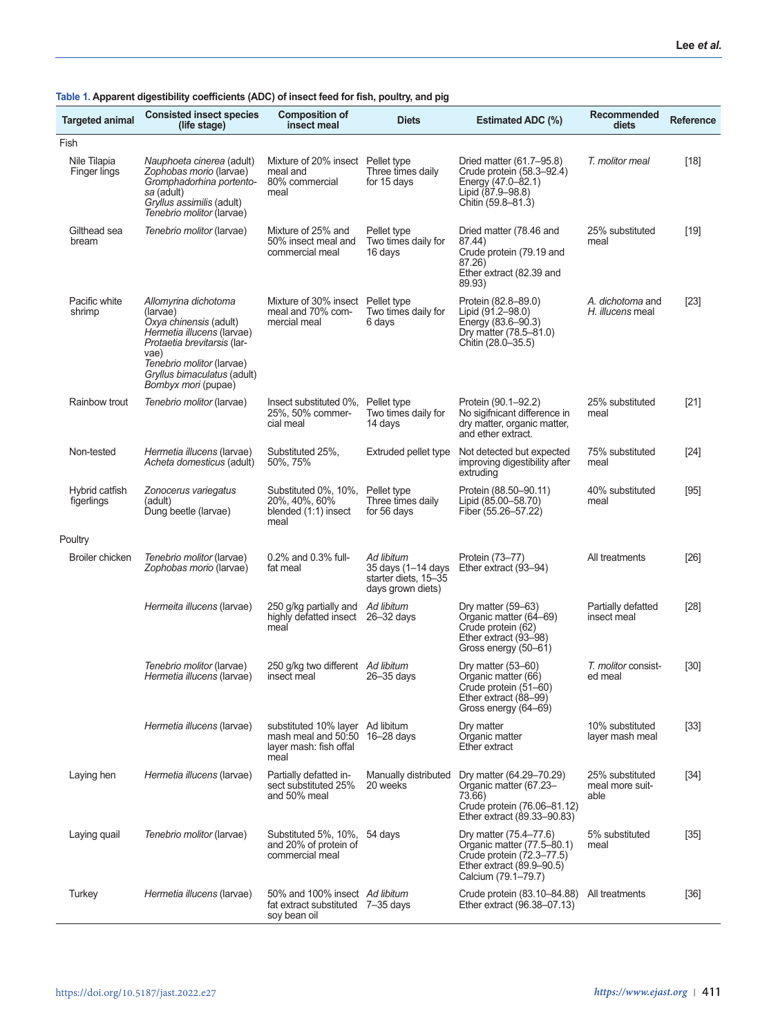**Table 1. Apparent digestibility coefficients (ADC) of insect feed for fish, poultry, and pig**

| Targeted animal | Consisted insect species (life stage) | Composition of insect meal | Diets | Estimated ADC (%) | Recommended diets | Reference |
|---|---|---|---|---|---|---|
| Fish | | | | | | |
| Nile Tilapia Finger lings | *Nauphoeta cinerea* (adult)<br>*Zophobas morio* (larvae)<br>*Gromphadorhina portentosa* (adult)<br>*Gryllus assimilis* (adult)<br>*Tenebrio molitor* (larvae) | Mixture of 20% insect meal and 80% commercial meal | Pellet type<br>Three times daily for 15 days | Dried matter (61.7–95.8)<br>Crude protein (58.3–92.4)<br>Energy (47.0–82.1)<br>Lipid (87.9–98.8)<br>Chitin (59.8–81.3) | *T. molitor meal* | [18] |
| Gilthead sea bream | *Tenebrio molitor* (larvae) | Mixture of 25% and 50% insect meal and commercial meal | Pellet type<br>Two times daily for 16 days | Dried matter (78.46 and 87.44)<br>Crude protein (79.19 and 87.26)<br>Ether extract (82.39 and 89.93) | 25% substituted meal | [19] |
| Pacific white shrimp | *Allomyrina dichotoma* (larvae)<br>*Oxya chinensis* (adult)<br>*Hermetia illucens* (larvae)<br>*Protaetia brevitarsis* (larvae)<br>*Tenebrio molitor* (larvae)<br>*Gryllus bimaculatus* (adult)<br>*Bombyx mori* (pupae) | Mixture of 30% insect meal and 70% commercial meal | Pellet type<br>Two times daily for 6 days | Protein (82.8–89.0)<br>Lipid (91.2–98.0)<br>Energy (83.6–90.3)<br>Dry matter (78.5–81.0)<br>Chitin (28.0–35.5) | *A. dichotoma* and *H. illucens* meal | [23] |
| Rainbow trout | *Tenebrio molitor* (larvae) | Insect substituted 0%, 25%, 50% commercial meal | Pellet type<br>Two times daily for 14 days | Protein (90.1–92.2)<br>No sigifnicant difference in dry matter, organic matter, and ether extract. | 25% substituted meal | [21] |
| Non-tested | *Hermetia illucens* (larvae)<br>*Acheta domesticus* (adult) | Substituted 25%, 50%, 75% | Extruded pellet type | Not detected but expected improving digestibility after extruding | 75% substituted meal | [24] |
| Hybrid catfish figerlings | *Zonocerus variegatus* (adult)<br>Dung beetle (larvae) | Substituted 0%, 10%, 20%, 40%, 60% blended (1:1) insect meal | Pellet type<br>Three times daily for 56 days | Protein (88.50–90.11)<br>Lipid (85.00–58.70)<br>Fiber (55.26–57.22) | 40% substituted meal | [95] |
| Poultry | | | | | | |
| Broiler chicken | *Tenebrio molitor* (larvae)<br>*Zophobas morio* (larvae) | 0.2% and 0.3% full-fat meal | *Ad libitum*<br>35 days (1–14 days starter diets, 15–35 days grown diets) | Protein (73–77)<br>Ether extract (93–94) | All treatments | [26] |
| | *Hermeita illucens* (larvae) | 250 g/kg partially and highly defatted insect meal | *Ad libitum*<br>26–32 days | Dry matter (59–63)<br>Organic matter (64–69)<br>Crude protein (62)<br>Ether extract (93–98)<br>Gross energy (50–61) | Partially defatted insect meal | [28] |
| | *Tenebrio molitor* (larvae)<br>*Hermetia illucens* (larvae) | 250 g/kg two different insect meal | *Ad libitum*<br>26–35 days | Dry matter (53–60)<br>Organic matter (66)<br>Crude protein (51–60)<br>Ether extract (88–99)<br>Gross energy (64–69) | *T. molitor* consisted meal | [30] |
| | *Hermetia illucens* (larvae) | substituted 10% layer mash meal and 50:50 layer mash: fish offal meal | Ad libitum<br>16–28 days | Dry matter<br>Organic matter<br>Ether extract | 10% substituted layer mash meal | [33] |
| Laying hen | *Hermetia illucens* (larvae) | Partially defatted insect substituted 25% and 50% meal | Manually distributed<br>20 weeks | Dry matter (64.29–70.29)<br>Organic matter (67.23–73.66)<br>Crude protein (76.06–81.12)<br>Ether extract (89.33–90.83) | 25% substituted meal more suitable | [34] |
| Laying quail | *Tenebrio molitor* (larvae) | Substituted 5%, 10%, and 20% of protein of commercial meal | 54 days | Dry matter (75.4–77.6)<br>Organic matter (77.5–80.1)<br>Crude protein (72.3–77.5)<br>Ether extract (89.9–90.5)<br>Calcium (79.1–79.7) | 5% substituted meal | [35] |
| Turkey | *Hermetia illucens* (larvae) | 50% and 100% insect fat extract substituted soy bean oil | *Ad libitum*<br>7–35 days | Crude protein (83.10–84.88)<br>Ether extract (96.38–07.13) | All treatments | [36] |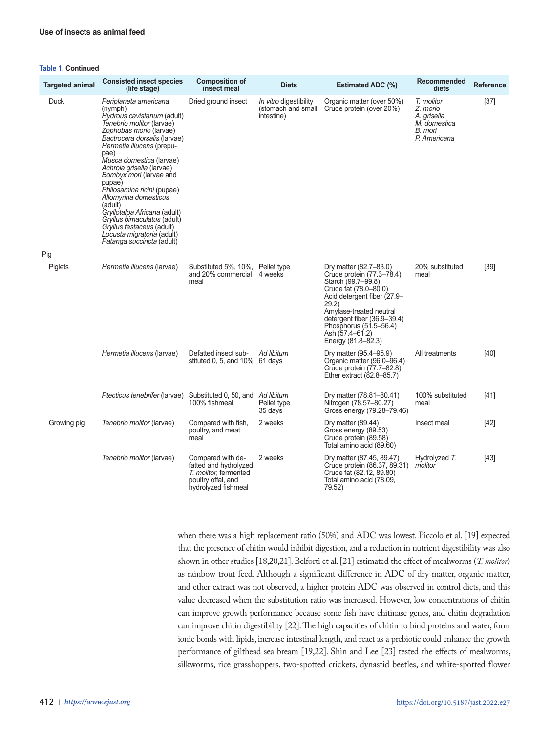**Table 1. Continued**

| Targeted animal | Consisted insect species (life stage) | Composition of insect meal | Diets | Estimated ADC (%) | Recommended diets | Reference |
|---|---|---|---|---|---|---|
| Duck | *Periplaneta americana* (nymph)<br>*Hydrous cavistanum* (adult)<br>*Tenebrio molitor* (larvae)<br>*Zophobas morio* (larvae)<br>*Bactrocera dorsalis* (larvae)<br>*Hermetia illucens* (prepupae)<br>*Musca domestica* (larvae)<br>*Achroia grisella* (larvae)<br>*Bombyx mori* (larvae and pupae)<br>*Philosamina ricini* (pupae)<br>*Allomyrina domesticus* (adult)<br>*Gryllotalpa Africana* (adult)<br>*Gryllus bimaculatus* (adult)<br>*Gryllus testaceus* (adult)<br>*Locusta migratoria* (adult)<br>*Patanga succincta* (adult) | Dried ground insect | *In vitro* digestibility (stomach and small intestine) | Organic matter (over 50%)<br>Crude protein (over 20%) | *T. molitor*<br>*Z. morio*<br>*A. grisella*<br>*M. domestica*<br>*B. mori*<br>*P. Americana* | [37] |
| Pig | | | | | | |
| Piglets | *Hermetia illucens* (larvae) | Substituted 5%, 10%, and 20% commercial meal | Pellet type<br>4 weeks | Dry matter (82.7–83.0)<br>Crude protein (77.3–78.4)<br>Starch (99.7–99.8)<br>Crude fat (78.0–80.0)<br>Acid detergent fiber (27.9–29.2)<br>Amylase-treated neutral detergent fiber (36.9–39.4)<br>Phosphorus (51.5–56.4)<br>Ash (57.4–61.2)<br>Energy (81.8–82.3) | 20% substituted meal | [39] |
| | *Hermetia illucens* (larvae) | Defatted insect substituted 0, 5, and 10% | *Ad libitum*<br>61 days | Dry matter (95.4–95.9)<br>Organic matter (96.0–96.4)<br>Crude protein (77.7–82.8)<br>Ether extract (82.8–85.7) | All treatments | [40] |
| | *Ptecticus tenebrifer* (larvae) | Substituted 0, 50, and 100% fishmeal | *Ad libitum*<br>Pellet type<br>35 days | Dry matter (78.81–80.41)<br>Nitrogen (78.57–80.27)<br>Gross energy (79.28–79.46) | 100% substituted meal | [41] |
| Growing pig | *Tenebrio molitor* (larvae) | Compared with fish, poultry, and meat meal | 2 weeks | Dry matter (89.44)<br>Gross energy (89.53)<br>Crude protein (89.58)<br>Total amino acid (89.60) | Insect meal | [42] |
| | *Tenebrio molitor* (larvae) | Compared with defatted and hydrolyzed *T. molitor*, fermented poultry offal, and hydrolyzed fishmeal | 2 weeks | Dry matter (87.45, 89.47)<br>Crude protein (86.37, 89.31)<br>Crude fat (82.12, 89.80)<br>Total amino acid (78.09, 79.52) | Hydrolyzed *T. molitor* | [43] |

when there was a high replacement ratio (50%) and ADC was lowest. Piccolo et al. [19] expected that the presence of chitin would inhibit digestion, and a reduction in nutrient digestibility was also shown in other studies [18,20,21]. Belforti et al. [21] estimated the effect of mealworms (*T. molitor*) as rainbow trout feed. Although a significant difference in ADC of dry matter, organic matter, and ether extract was not observed, a higher protein ADC was observed in control diets, and this value decreased when the substitution ratio was increased. However, low concentrations of chitin can improve growth performance because some fish have chitinase genes, and chitin degradation can improve chitin digestibility [22]. The high capacities of chitin to bind proteins and water, form ionic bonds with lipids, increase intestinal length, and react as a prebiotic could enhance the growth performance of gilthead sea bream [19,22]. Shin and Lee [23] tested the effects of mealworms, silkworms, rice grasshoppers, two-spotted crickets, dynastid beetles, and white-spotted flower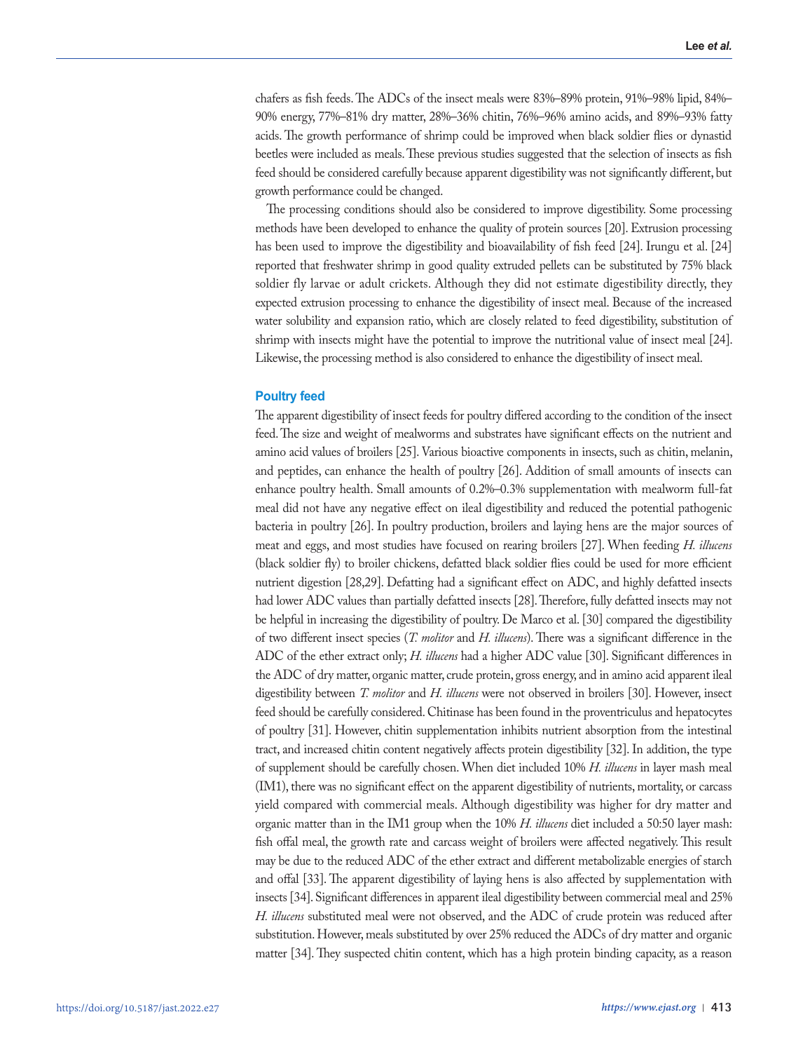chafers as fish feeds. The ADCs of the insect meals were 83%–89% protein, 91%–98% lipid, 84%–90% energy, 77%–81% dry matter, 28%–36% chitin, 76%–96% amino acids, and 89%–93% fatty acids. The growth performance of shrimp could be improved when black soldier flies or dynastid beetles were included as meals. These previous studies suggested that the selection of insects as fish feed should be considered carefully because apparent digestibility was not significantly different, but growth performance could be changed.

The processing conditions should also be considered to improve digestibility. Some processing methods have been developed to enhance the quality of protein sources [20]. Extrusion processing has been used to improve the digestibility and bioavailability of fish feed [24]. Irungu et al. [24] reported that freshwater shrimp in good quality extruded pellets can be substituted by 75% black soldier fly larvae or adult crickets. Although they did not estimate digestibility directly, they expected extrusion processing to enhance the digestibility of insect meal. Because of the increased water solubility and expansion ratio, which are closely related to feed digestibility, substitution of shrimp with insects might have the potential to improve the nutritional value of insect meal [24]. Likewise, the processing method is also considered to enhance the digestibility of insect meal.

### Poultry feed

The apparent digestibility of insect feeds for poultry differed according to the condition of the insect feed. The size and weight of mealworms and substrates have significant effects on the nutrient and amino acid values of broilers [25]. Various bioactive components in insects, such as chitin, melanin, and peptides, can enhance the health of poultry [26]. Addition of small amounts of insects can enhance poultry health. Small amounts of 0.2%–0.3% supplementation with mealworm full-fat meal did not have any negative effect on ileal digestibility and reduced the potential pathogenic bacteria in poultry [26]. In poultry production, broilers and laying hens are the major sources of meat and eggs, and most studies have focused on rearing broilers [27]. When feeding *H. illucens* (black soldier fly) to broiler chickens, defatted black soldier flies could be used for more efficient nutrient digestion [28,29]. Defatting had a significant effect on ADC, and highly defatted insects had lower ADC values than partially defatted insects [28]. Therefore, fully defatted insects may not be helpful in increasing the digestibility of poultry. De Marco et al. [30] compared the digestibility of two different insect species (*T. molitor* and *H. illucens*). There was a significant difference in the ADC of the ether extract only; *H. illucens* had a higher ADC value [30]. Significant differences in the ADC of dry matter, organic matter, crude protein, gross energy, and in amino acid apparent ileal digestibility between *T. molitor* and *H. illucens* were not observed in broilers [30]. However, insect feed should be carefully considered. Chitinase has been found in the proventriculus and hepatocytes of poultry [31]. However, chitin supplementation inhibits nutrient absorption from the intestinal tract, and increased chitin content negatively affects protein digestibility [32]. In addition, the type of supplement should be carefully chosen. When diet included 10% *H. illucens* in layer mash meal (IM1), there was no significant effect on the apparent digestibility of nutrients, mortality, or carcass yield compared with commercial meals. Although digestibility was higher for dry matter and organic matter than in the IM1 group when the 10% *H. illucens* diet included a 50:50 layer mash: fish offal meal, the growth rate and carcass weight of broilers were affected negatively. This result may be due to the reduced ADC of the ether extract and different metabolizable energies of starch and offal [33]. The apparent digestibility of laying hens is also affected by supplementation with insects [34]. Significant differences in apparent ileal digestibility between commercial meal and 25% *H. illucens* substituted meal were not observed, and the ADC of crude protein was reduced after substitution. However, meals substituted by over 25% reduced the ADCs of dry matter and organic matter [34]. They suspected chitin content, which has a high protein binding capacity, as a reason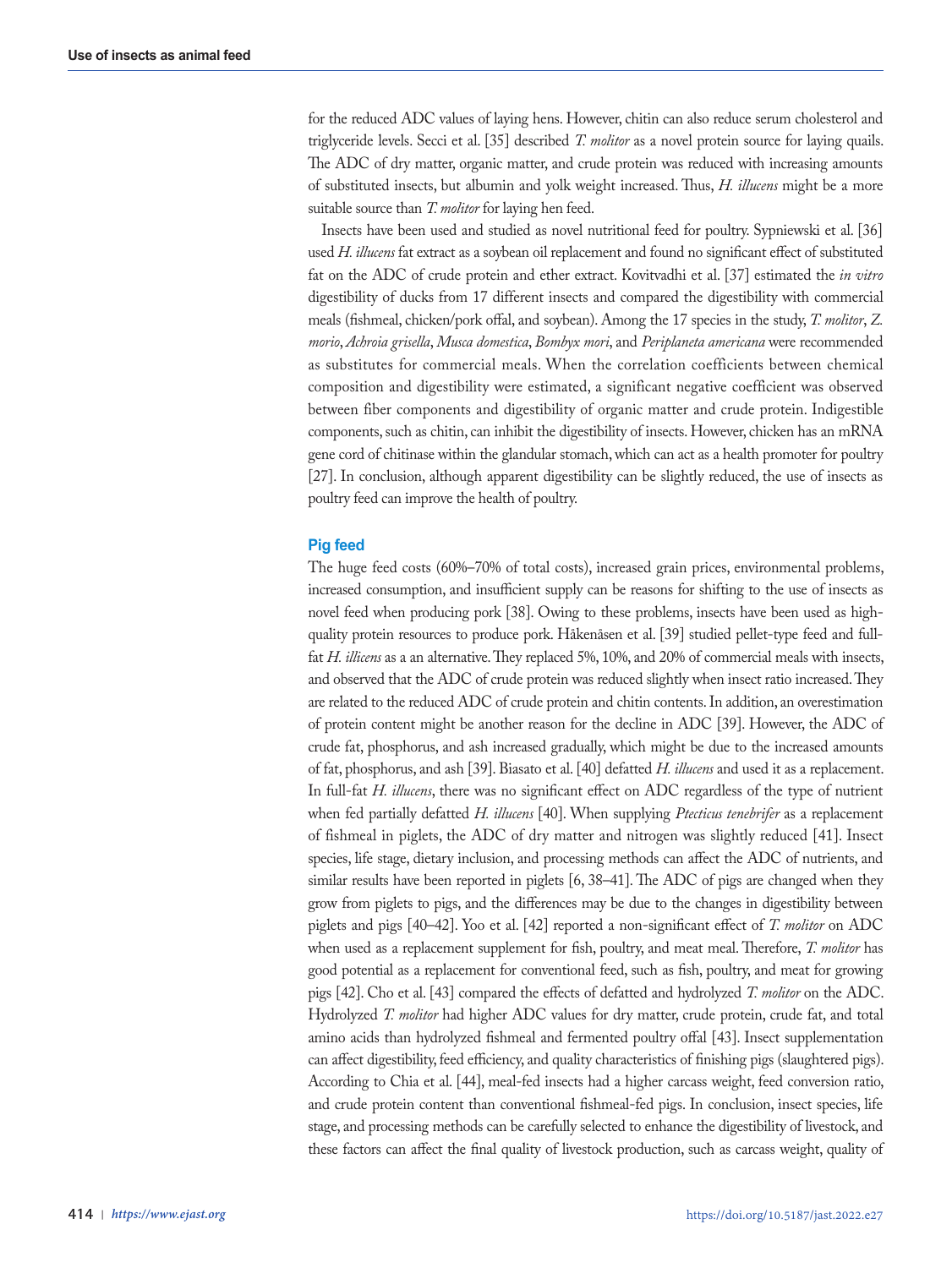for the reduced ADC values of laying hens. However, chitin can also reduce serum cholesterol and triglyceride levels. Secci et al. [35] described *T. molitor* as a novel protein source for laying quails. The ADC of dry matter, organic matter, and crude protein was reduced with increasing amounts of substituted insects, but albumin and yolk weight increased. Thus, *H. illucens* might be a more suitable source than *T. molitor* for laying hen feed.

Insects have been used and studied as novel nutritional feed for poultry. Sypniewski et al. [36] used *H. illucens* fat extract as a soybean oil replacement and found no significant effect of substituted fat on the ADC of crude protein and ether extract. Kovitvadhi et al. [37] estimated the *in vitro* digestibility of ducks from 17 different insects and compared the digestibility with commercial meals (fishmeal, chicken/pork offal, and soybean). Among the 17 species in the study, *T. molitor*, *Z. morio*, *Achroia grisella*, *Musca domestica*, *Bombyx mori*, and *Periplaneta americana* were recommended as substitutes for commercial meals. When the correlation coefficients between chemical composition and digestibility were estimated, a significant negative coefficient was observed between fiber components and digestibility of organic matter and crude protein. Indigestible components, such as chitin, can inhibit the digestibility of insects. However, chicken has an mRNA gene cord of chitinase within the glandular stomach, which can act as a health promoter for poultry [27]. In conclusion, although apparent digestibility can be slightly reduced, the use of insects as poultry feed can improve the health of poultry.

### Pig feed

The huge feed costs (60%–70% of total costs), increased grain prices, environmental problems, increased consumption, and insufficient supply can be reasons for shifting to the use of insects as novel feed when producing pork [38]. Owing to these problems, insects have been used as high-quality protein resources to produce pork. Håkenåsen et al. [39] studied pellet-type feed and full-fat *H. illicens* as a an alternative. They replaced 5%, 10%, and 20% of commercial meals with insects, and observed that the ADC of crude protein was reduced slightly when insect ratio increased. They are related to the reduced ADC of crude protein and chitin contents. In addition, an overestimation of protein content might be another reason for the decline in ADC [39]. However, the ADC of crude fat, phosphorus, and ash increased gradually, which might be due to the increased amounts of fat, phosphorus, and ash [39]. Biasato et al. [40] defatted *H. illucens* and used it as a replacement. In full-fat *H. illucens*, there was no significant effect on ADC regardless of the type of nutrient when fed partially defatted *H. illucens* [40]. When supplying *Ptecticus tenebrifer* as a replacement of fishmeal in piglets, the ADC of dry matter and nitrogen was slightly reduced [41]. Insect species, life stage, dietary inclusion, and processing methods can affect the ADC of nutrients, and similar results have been reported in piglets [6, 38–41]. The ADC of pigs are changed when they grow from piglets to pigs, and the differences may be due to the changes in digestibility between piglets and pigs [40–42]. Yoo et al. [42] reported a non-significant effect of *T. molitor* on ADC when used as a replacement supplement for fish, poultry, and meat meal. Therefore, *T. molitor* has good potential as a replacement for conventional feed, such as fish, poultry, and meat for growing pigs [42]. Cho et al. [43] compared the effects of defatted and hydrolyzed *T. molitor* on the ADC. Hydrolyzed *T. molitor* had higher ADC values for dry matter, crude protein, crude fat, and total amino acids than hydrolyzed fishmeal and fermented poultry offal [43]. Insect supplementation can affect digestibility, feed efficiency, and quality characteristics of finishing pigs (slaughtered pigs). According to Chia et al. [44], meal-fed insects had a higher carcass weight, feed conversion ratio, and crude protein content than conventional fishmeal-fed pigs. In conclusion, insect species, life stage, and processing methods can be carefully selected to enhance the digestibility of livestock, and these factors can affect the final quality of livestock production, such as carcass weight, quality of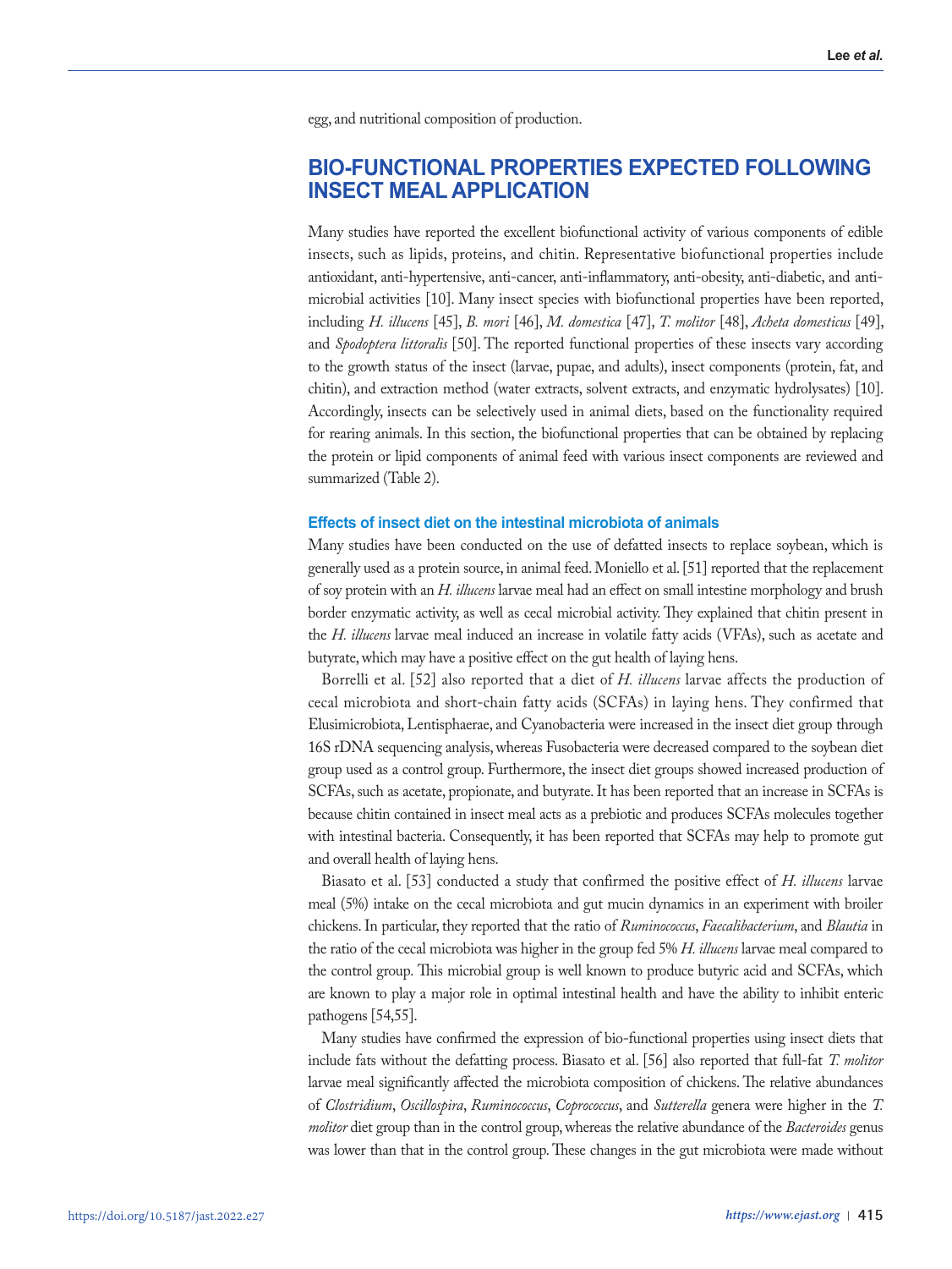egg, and nutritional composition of production.

## BIO-FUNCTIONAL PROPERTIES EXPECTED FOLLOWING INSECT MEAL APPLICATION

Many studies have reported the excellent biofunctional activity of various components of edible insects, such as lipids, proteins, and chitin. Representative biofunctional properties include antioxidant, anti-hypertensive, anti-cancer, anti-inflammatory, anti-obesity, anti-diabetic, and anti-microbial activities [10]. Many insect species with biofunctional properties have been reported, including *H. illucens* [45], *B. mori* [46], *M. domestica* [47], *T. molitor* [48], *Acheta domesticus* [49], and *Spodoptera littoralis* [50]. The reported functional properties of these insects vary according to the growth status of the insect (larvae, pupae, and adults), insect components (protein, fat, and chitin), and extraction method (water extracts, solvent extracts, and enzymatic hydrolysates) [10]. Accordingly, insects can be selectively used in animal diets, based on the functionality required for rearing animals. In this section, the biofunctional properties that can be obtained by replacing the protein or lipid components of animal feed with various insect components are reviewed and summarized (Table 2).

### Effects of insect diet on the intestinal microbiota of animals

Many studies have been conducted on the use of defatted insects to replace soybean, which is generally used as a protein source, in animal feed. Moniello et al. [51] reported that the replacement of soy protein with an *H. illucens* larvae meal had an effect on small intestine morphology and brush border enzymatic activity, as well as cecal microbial activity. They explained that chitin present in the *H. illucens* larvae meal induced an increase in volatile fatty acids (VFAs), such as acetate and butyrate, which may have a positive effect on the gut health of laying hens.

Borrelli et al. [52] also reported that a diet of *H. illucens* larvae affects the production of cecal microbiota and short-chain fatty acids (SCFAs) in laying hens. They confirmed that Elusimicrobiota, Lentisphaerae, and Cyanobacteria were increased in the insect diet group through 16S rDNA sequencing analysis, whereas Fusobacteria were decreased compared to the soybean diet group used as a control group. Furthermore, the insect diet groups showed increased production of SCFAs, such as acetate, propionate, and butyrate. It has been reported that an increase in SCFAs is because chitin contained in insect meal acts as a prebiotic and produces SCFAs molecules together with intestinal bacteria. Consequently, it has been reported that SCFAs may help to promote gut and overall health of laying hens.

Biasato et al. [53] conducted a study that confirmed the positive effect of *H. illucens* larvae meal (5%) intake on the cecal microbiota and gut mucin dynamics in an experiment with broiler chickens. In particular, they reported that the ratio of *Ruminococcus*, *Faecalibacterium*, and *Blautia* in the ratio of the cecal microbiota was higher in the group fed 5% *H. illucens* larvae meal compared to the control group. This microbial group is well known to produce butyric acid and SCFAs, which are known to play a major role in optimal intestinal health and have the ability to inhibit enteric pathogens [54,55].

Many studies have confirmed the expression of bio-functional properties using insect diets that include fats without the defatting process. Biasato et al. [56] also reported that full-fat *T. molitor* larvae meal significantly affected the microbiota composition of chickens. The relative abundances of *Clostridium*, *Oscillospira*, *Ruminococcus*, *Coprococcus*, and *Sutterella* genera were higher in the *T. molitor* diet group than in the control group, whereas the relative abundance of the *Bacteroides* genus was lower than that in the control group. These changes in the gut microbiota were made without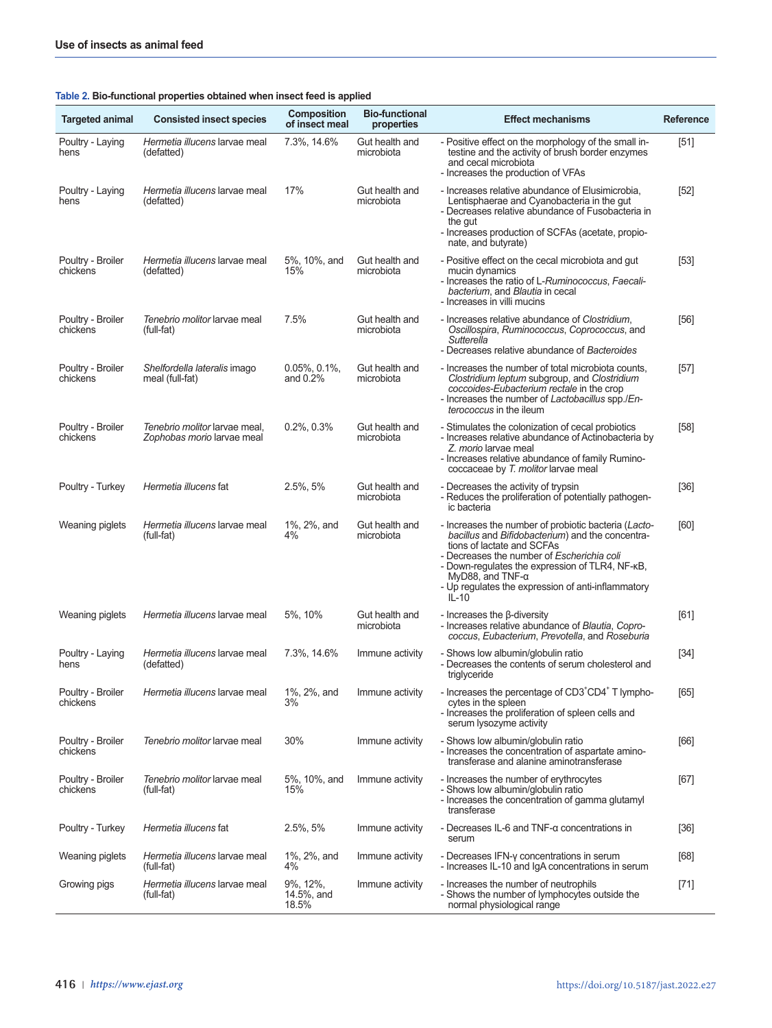**Table 2. Bio-functional properties obtained when insect feed is applied**

| Targeted animal | Consisted insect species | Composition of insect meal | Bio-functional properties | Effect mechanisms | Reference |
|---|---|---|---|---|---|
| Poultry - Laying hens | *Hermetia illucens* larvae meal (defatted) | 7.3%, 14.6% | Gut health and microbiota | - Positive effect on the morphology of the small intestine and the activity of brush border enzymes and cecal microbiota<br>- Increases the production of VFAs | [51] |
| Poultry - Laying hens | *Hermetia illucens* larvae meal (defatted) | 17% | Gut health and microbiota | - Increases relative abundance of Elusimicrobia, Lentisphaerae and Cyanobacteria in the gut<br>- Decreases relative abundance of Fusobacteria in the gut<br>- Increases production of SCFAs (acetate, propionate, and butyrate) | [52] |
| Poultry - Broiler chickens | *Hermetia illucens* larvae meal (defatted) | 5%, 10%, and 15% | Gut health and microbiota | - Positive effect on the cecal microbiota and gut mucin dynamics<br>- Increases the ratio of L-*Ruminococcus*, *Faecalibacterium*, and *Blautia* in cecal<br>- Increases in villi mucins | [53] |
| Poultry - Broiler chickens | *Tenebrio molitor* larvae meal (full-fat) | 7.5% | Gut health and microbiota | - Increases relative abundance of *Clostridium*, *Oscillospira*, *Ruminococcus*, *Coprococcus*, and *Sutterella*<br>- Decreases relative abundance of *Bacteroides* | [56] |
| Poultry - Broiler chickens | *Shelfordella lateralis* imago meal (full-fat) | 0.05%, 0.1%, and 0.2% | Gut health and microbiota | - Increases the number of total microbiota counts, *Clostridium leptum* subgroup, and *Clostridium coccoides-Eubacterium rectale* in the crop<br>- Increases the number of *Lactobacillus* spp./*Enterococcus* in the ileum | [57] |
| Poultry - Broiler chickens | *Tenebrio molitor* larvae meal, *Zophobas morio* larvae meal | 0.2%, 0.3% | Gut health and microbiota | - Stimulates the colonization of cecal probiotics<br>- Increases relative abundance of Actinobacteria by *Z. morio* larvae meal<br>- Increases relative abundance of family Ruminococcaceae by *T. molitor* larvae meal | [58] |
| Poultry - Turkey | *Hermetia illucens* fat | 2.5%, 5% | Gut health and microbiota | - Decreases the activity of trypsin<br>- Reduces the proliferation of potentially pathogenic bacteria | [36] |
| Weaning piglets | *Hermetia illucens* larvae meal (full-fat) | 1%, 2%, and 4% | Gut health and microbiota | - Increases the number of probiotic bacteria (*Lactobacillus* and *Bifidobacterium*) and the concentrations of lactate and SCFAs<br>- Decreases the number of *Escherichia coli*<br>- Down-regulates the expression of TLR4, NF-κB, MyD88, and TNF-α<br>- Up regulates the expression of anti-inflammatory IL-10 | [60] |
| Weaning piglets | *Hermetia illucens* larvae meal | 5%, 10% | Gut health and microbiota | - Increases the β-diversity<br>- Increases relative abundance of *Blautia*, *Coprococcus*, *Eubacterium*, *Prevotella*, and *Roseburia* | [61] |
| Poultry - Laying hens | *Hermetia illucens* larvae meal (defatted) | 7.3%, 14.6% | Immune activity | - Shows low albumin/globulin ratio<br>- Decreases the contents of serum cholesterol and triglyceride | [34] |
| Poultry - Broiler chickens | *Hermetia illucens* larvae meal | 1%, 2%, and 3% | Immune activity | - Increases the percentage of $CD3^{+}CD4^{+}$ T lymphocytes in the spleen<br>- Increases the proliferation of spleen cells and serum lysozyme activity | [65] |
| Poultry - Broiler chickens | *Tenebrio molitor* larvae meal | 30% | Immune activity | - Shows low albumin/globulin ratio<br>- Increases the concentration of aspartate aminotransferase and alanine aminotransferase | [66] |
| Poultry - Broiler chickens | *Tenebrio molitor* larvae meal (full-fat) | 5%, 10%, and 15% | Immune activity | - Increases the number of erythrocytes<br>- Shows low albumin/globulin ratio<br>- Increases the concentration of gamma glutamyl transferase | [67] |
| Poultry - Turkey | *Hermetia illucens* fat | 2.5%, 5% | Immune activity | - Decreases IL-6 and TNF-α concentrations in serum | [36] |
| Weaning piglets | *Hermetia illucens* larvae meal (full-fat) | 1%, 2%, and 4% | Immune activity | - Decreases IFN-γ concentrations in serum<br>- Increases IL-10 and IgA concentrations in serum | [68] |
| Growing pigs | *Hermetia illucens* larvae meal (full-fat) | 9%, 12%, 14.5%, and 18.5% | Immune activity | - Increases the number of neutrophils<br>- Shows the number of lymphocytes outside the normal physiological range | [71] |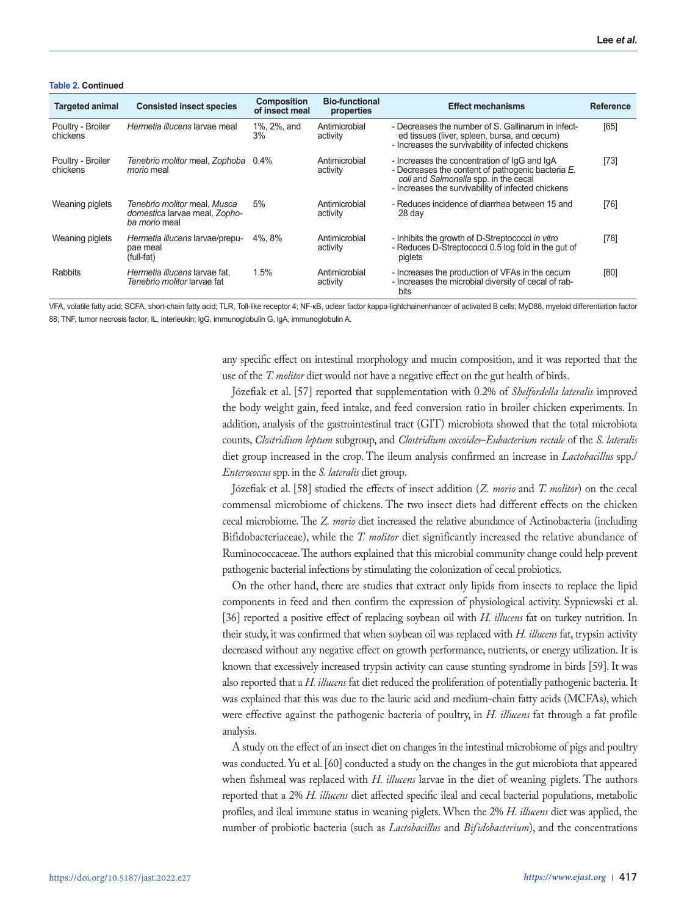**Table 2. Continued**

| Targeted animal | Consisted insect species | Composition of insect meal | Bio-functional properties | Effect mechanisms | Reference |
|---|---|---|---|---|---|
| Poultry - Broiler chickens | *Hermetia illucens* larvae meal | 1%, 2%, and 3% | Antimicrobial activity | - Decreases the number of S. Gallinarum in infected tissues (liver, spleen, bursa, and cecum)<br>- Increases the survivability of infected chickens | [65] |
| Poultry - Broiler chickens | *Tenebrio molitor* meal, *Zophoba morio* meal | 0.4% | Antimicrobial activity | - Increases the concentration of IgG and IgA<br>- Decreases the content of pathogenic bacteria *E. coli* and *Salmonella* spp. in the cecal<br>- Increases the survivability of infected chickens | [73] |
| Weaning piglets | *Tenebrio molitor* meal, *Musca domestica* larvae meal, *Zophoba morio* meal | 5% | Antimicrobial activity | - Reduces incidence of diarrhea between 15 and 28 day | [76] |
| Weaning piglets | *Hermetia illucens* larvae/prepupae meal (full-fat) | 4%, 8% | Antimicrobial activity | - Inhibits the growth of D-Streptococci *in vitro*<br>- Reduces D-Streptococci 0.5 log fold in the gut of piglets | [78] |
| Rabbits | *Hermetia illucens* larvae fat, *Tenebrio molitor* larvae fat | 1.5% | Antimicrobial activity | - Increases the production of VFAs in the cecum<br>- Increases the microbial diversity of cecal of rabbits | [80] |

VFA, volatile fatty acid; SCFA, short-chain fatty acid; TLR, Toll-like receptor 4; NF-κB, uclear factor kappa-lightchainenhancer of activated B cells; MyD88, myeloid differentiation factor 88; TNF, tumor necrosis factor; IL, interleukin; IgG, immunoglobulin G, IgA, immunoglobulin A.

any specific effect on intestinal morphology and mucin composition, and it was reported that the use of the *T. molitor* diet would not have a negative effect on the gut health of birds.

Józefiak et al. [57] reported that supplementation with 0.2% of *Shelfordella lateralis* improved the body weight gain, feed intake, and feed conversion ratio in broiler chicken experiments. In addition, analysis of the gastrointestinal tract (GIT) microbiota showed that the total microbiota counts, *Clostridium leptum* subgroup, and *Clostridium coccoides*–*Eubacterium rectale* of the *S. lateralis* diet group increased in the crop. The ileum analysis confirmed an increase in *Lactobacillus* spp./ *Enterococcus* spp. in the *S. lateralis* diet group.

Józefiak et al. [58] studied the effects of insect addition (*Z. morio* and *T. molitor*) on the cecal commensal microbiome of chickens. The two insect diets had different effects on the chicken cecal microbiome. The *Z. morio* diet increased the relative abundance of Actinobacteria (including Bifidobacteriaceae), while the *T. molitor* diet significantly increased the relative abundance of Ruminococcaceae. The authors explained that this microbial community change could help prevent pathogenic bacterial infections by stimulating the colonization of cecal probiotics.

On the other hand, there are studies that extract only lipids from insects to replace the lipid components in feed and then confirm the expression of physiological activity. Sypniewski et al. [36] reported a positive effect of replacing soybean oil with *H. illucens* fat on turkey nutrition. In their study, it was confirmed that when soybean oil was replaced with *H. illucens* fat, trypsin activity decreased without any negative effect on growth performance, nutrients, or energy utilization. It is known that excessively increased trypsin activity can cause stunting syndrome in birds [59]. It was also reported that a *H. illucens* fat diet reduced the proliferation of potentially pathogenic bacteria. It was explained that this was due to the lauric acid and medium-chain fatty acids (MCFAs), which were effective against the pathogenic bacteria of poultry, in *H. illucens* fat through a fat profile analysis.

A study on the effect of an insect diet on changes in the intestinal microbiome of pigs and poultry was conducted. Yu et al. [60] conducted a study on the changes in the gut microbiota that appeared when fishmeal was replaced with *H. illucens* larvae in the diet of weaning piglets. The authors reported that a 2% *H. illucens* diet affected specific ileal and cecal bacterial populations, metabolic profiles, and ileal immune status in weaning piglets. When the 2% *H. illucens* diet was applied, the number of probiotic bacteria (such as *Lactobacillus* and *Bifidobacterium*), and the concentrations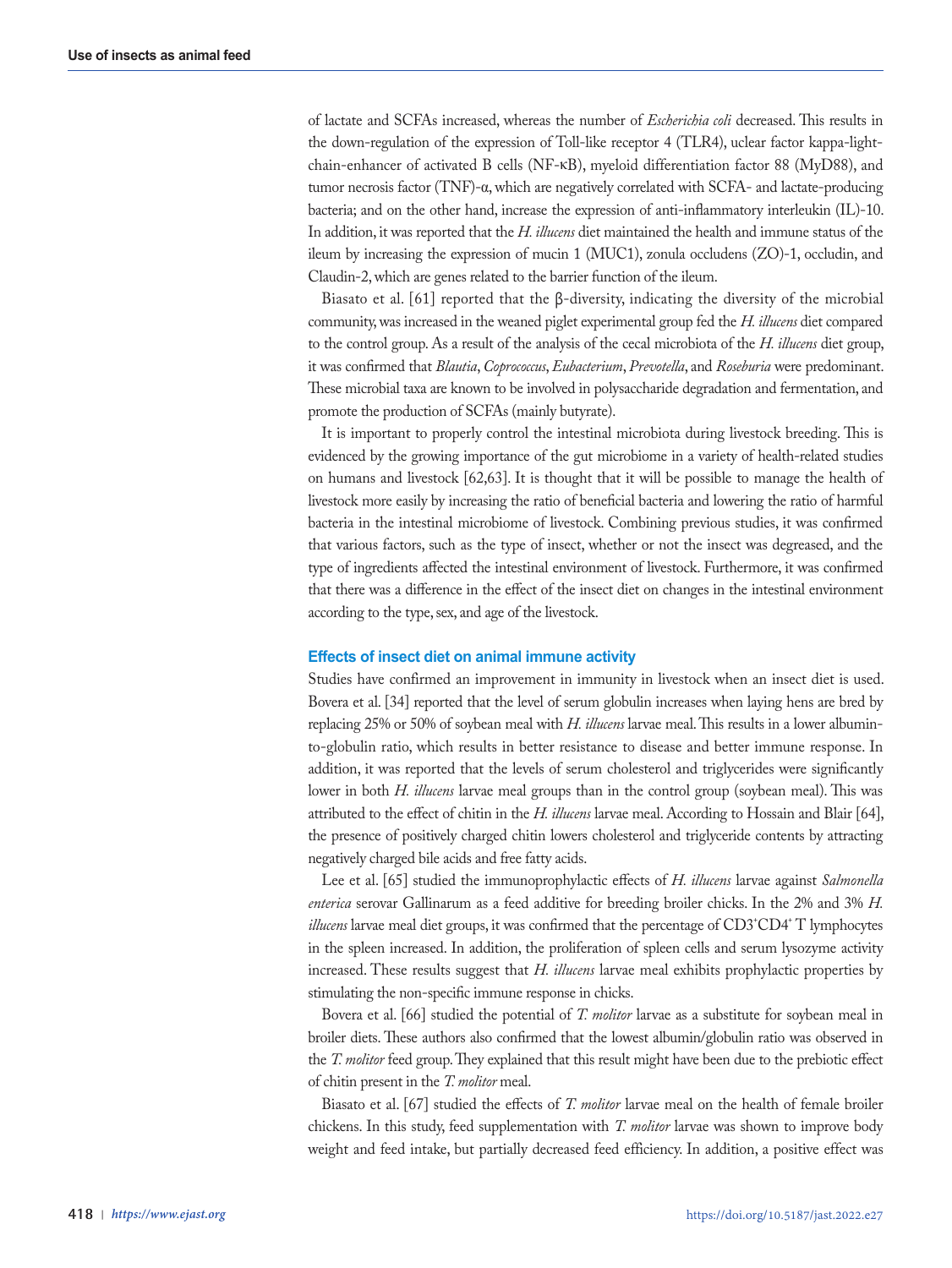of lactate and SCFAs increased, whereas the number of *Escherichia coli* decreased. This results in the down-regulation of the expression of Toll-like receptor 4 (TLR4), uclear factor kappa-light-chain-enhancer of activated B cells (NF-κB), myeloid differentiation factor 88 (MyD88), and tumor necrosis factor (TNF)-α, which are negatively correlated with SCFA- and lactate-producing bacteria; and on the other hand, increase the expression of anti-inflammatory interleukin (IL)-10. In addition, it was reported that the *H. illucens* diet maintained the health and immune status of the ileum by increasing the expression of mucin 1 (MUC1), zonula occludens (ZO)-1, occludin, and Claudin-2, which are genes related to the barrier function of the ileum.

Biasato et al. [61] reported that the β-diversity, indicating the diversity of the microbial community, was increased in the weaned piglet experimental group fed the *H. illucens* diet compared to the control group. As a result of the analysis of the cecal microbiota of the *H. illucens* diet group, it was confirmed that *Blautia*, *Coprococcus*, *Eubacterium*, *Prevotella*, and *Roseburia* were predominant. These microbial taxa are known to be involved in polysaccharide degradation and fermentation, and promote the production of SCFAs (mainly butyrate).

It is important to properly control the intestinal microbiota during livestock breeding. This is evidenced by the growing importance of the gut microbiome in a variety of health-related studies on humans and livestock [62,63]. It is thought that it will be possible to manage the health of livestock more easily by increasing the ratio of beneficial bacteria and lowering the ratio of harmful bacteria in the intestinal microbiome of livestock. Combining previous studies, it was confirmed that various factors, such as the type of insect, whether or not the insect was degreased, and the type of ingredients affected the intestinal environment of livestock. Furthermore, it was confirmed that there was a difference in the effect of the insect diet on changes in the intestinal environment according to the type, sex, and age of the livestock.

### Effects of insect diet on animal immune activity

Studies have confirmed an improvement in immunity in livestock when an insect diet is used. Bovera et al. [34] reported that the level of serum globulin increases when laying hens are bred by replacing 25% or 50% of soybean meal with *H. illucens* larvae meal. This results in a lower albumin-to-globulin ratio, which results in better resistance to disease and better immune response. In addition, it was reported that the levels of serum cholesterol and triglycerides were significantly lower in both *H. illucens* larvae meal groups than in the control group (soybean meal). This was attributed to the effect of chitin in the *H. illucens* larvae meal. According to Hossain and Blair [64], the presence of positively charged chitin lowers cholesterol and triglyceride contents by attracting negatively charged bile acids and free fatty acids.

Lee et al. [65] studied the immunoprophylactic effects of *H. illucens* larvae against *Salmonella enterica* serovar Gallinarum as a feed additive for breeding broiler chicks. In the 2% and 3% *H. illucens* larvae meal diet groups, it was confirmed that the percentage of $CD3^+CD4^+$ T lymphocytes in the spleen increased. In addition, the proliferation of spleen cells and serum lysozyme activity increased. These results suggest that *H. illucens* larvae meal exhibits prophylactic properties by stimulating the non-specific immune response in chicks.

Bovera et al. [66] studied the potential of *T. molitor* larvae as a substitute for soybean meal in broiler diets. These authors also confirmed that the lowest albumin/globulin ratio was observed in the *T. molitor* feed group. They explained that this result might have been due to the prebiotic effect of chitin present in the *T. molitor* meal.

Biasato et al. [67] studied the effects of *T. molitor* larvae meal on the health of female broiler chickens. In this study, feed supplementation with *T. molitor* larvae was shown to improve body weight and feed intake, but partially decreased feed efficiency. In addition, a positive effect was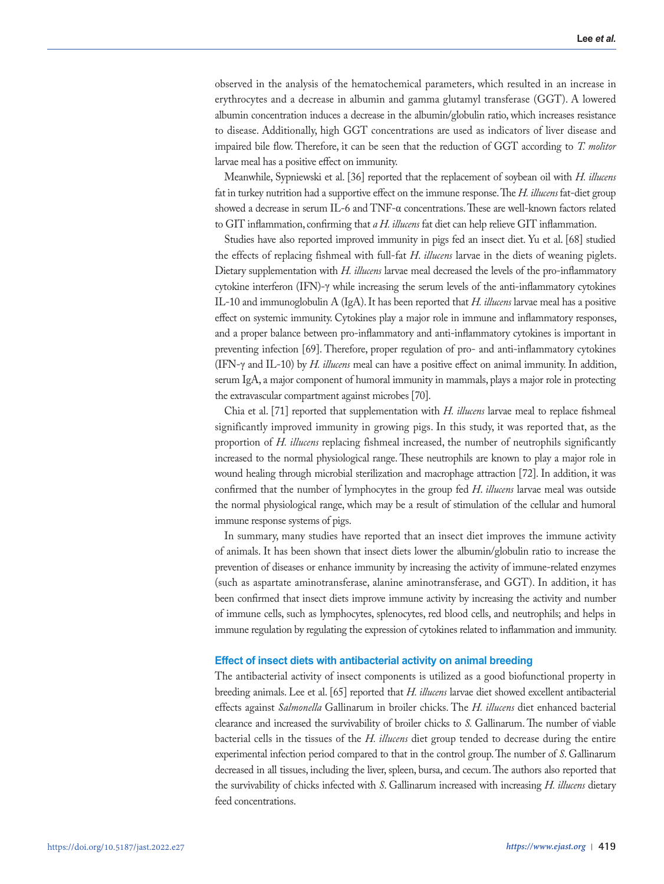observed in the analysis of the hematochemical parameters, which resulted in an increase in erythrocytes and a decrease in albumin and gamma glutamyl transferase (GGT). A lowered albumin concentration induces a decrease in the albumin/globulin ratio, which increases resistance to disease. Additionally, high GGT concentrations are used as indicators of liver disease and impaired bile flow. Therefore, it can be seen that the reduction of GGT according to *T. molitor* larvae meal has a positive effect on immunity.

Meanwhile, Sypniewski et al. [36] reported that the replacement of soybean oil with *H. illucens* fat in turkey nutrition had a supportive effect on the immune response. The *H. illucens* fat-diet group showed a decrease in serum IL-6 and TNF-α concentrations. These are well-known factors related to GIT inflammation, confirming that *a H. illucens* fat diet can help relieve GIT inflammation.

Studies have also reported improved immunity in pigs fed an insect diet. Yu et al. [68] studied the effects of replacing fishmeal with full-fat *H. illucens* larvae in the diets of weaning piglets. Dietary supplementation with *H. illucens* larvae meal decreased the levels of the pro-inflammatory cytokine interferon (IFN)-γ while increasing the serum levels of the anti-inflammatory cytokines IL-10 and immunoglobulin A (IgA). It has been reported that *H. illucens* larvae meal has a positive effect on systemic immunity. Cytokines play a major role in immune and inflammatory responses, and a proper balance between pro-inflammatory and anti-inflammatory cytokines is important in preventing infection [69]. Therefore, proper regulation of pro- and anti-inflammatory cytokines (IFN-γ and IL-10) by *H. illucens* meal can have a positive effect on animal immunity. In addition, serum IgA, a major component of humoral immunity in mammals, plays a major role in protecting the extravascular compartment against microbes [70].

Chia et al. [71] reported that supplementation with *H. illucens* larvae meal to replace fishmeal significantly improved immunity in growing pigs. In this study, it was reported that, as the proportion of *H. illucens* replacing fishmeal increased, the number of neutrophils significantly increased to the normal physiological range. These neutrophils are known to play a major role in wound healing through microbial sterilization and macrophage attraction [72]. In addition, it was confirmed that the number of lymphocytes in the group fed *H. illucens* larvae meal was outside the normal physiological range, which may be a result of stimulation of the cellular and humoral immune response systems of pigs.

In summary, many studies have reported that an insect diet improves the immune activity of animals. It has been shown that insect diets lower the albumin/globulin ratio to increase the prevention of diseases or enhance immunity by increasing the activity of immune-related enzymes (such as aspartate aminotransferase, alanine aminotransferase, and GGT). In addition, it has been confirmed that insect diets improve immune activity by increasing the activity and number of immune cells, such as lymphocytes, splenocytes, red blood cells, and neutrophils; and helps in immune regulation by regulating the expression of cytokines related to inflammation and immunity.

### Effect of insect diets with antibacterial activity on animal breeding

The antibacterial activity of insect components is utilized as a good biofunctional property in breeding animals. Lee et al. [65] reported that *H. illucens* larvae diet showed excellent antibacterial effects against *Salmonella* Gallinarum in broiler chicks. The *H. illucens* diet enhanced bacterial clearance and increased the survivability of broiler chicks to *S.* Gallinarum. The number of viable bacterial cells in the tissues of the *H. illucens* diet group tended to decrease during the entire experimental infection period compared to that in the control group. The number of *S.* Gallinarum decreased in all tissues, including the liver, spleen, bursa, and cecum. The authors also reported that the survivability of chicks infected with *S.* Gallinarum increased with increasing *H. illucens* dietary feed concentrations.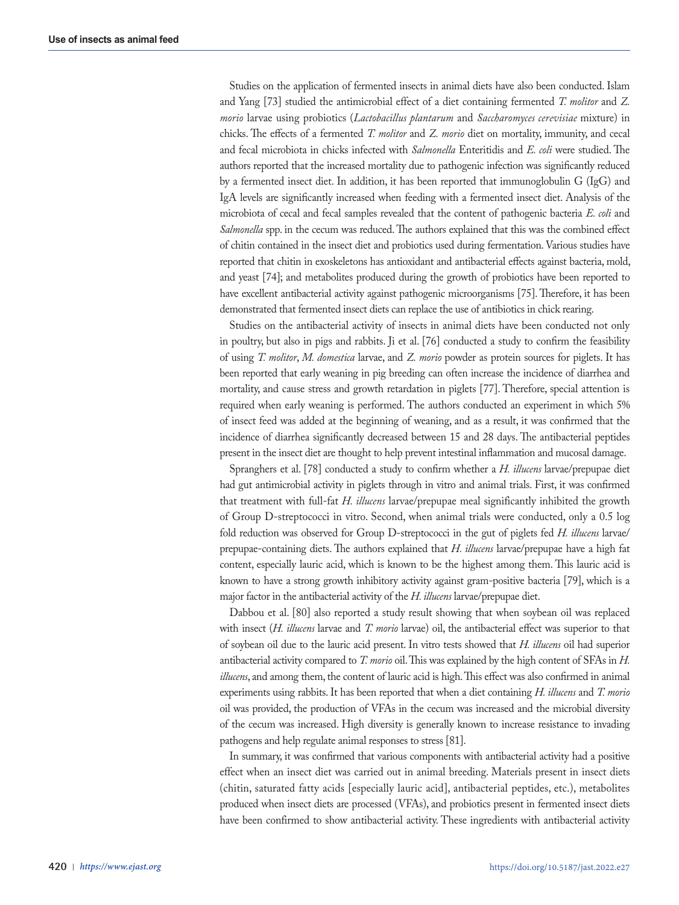Studies on the application of fermented insects in animal diets have also been conducted. Islam and Yang [73] studied the antimicrobial effect of a diet containing fermented *T. molitor* and *Z. morio* larvae using probiotics (*Lactobacillus plantarum* and *Saccharomyces cerevisiae* mixture) in chicks. The effects of a fermented *T. molitor* and *Z. morio* diet on mortality, immunity, and cecal and fecal microbiota in chicks infected with *Salmonella* Enteritidis and *E. coli* were studied. The authors reported that the increased mortality due to pathogenic infection was significantly reduced by a fermented insect diet. In addition, it has been reported that immunoglobulin G (IgG) and IgA levels are significantly increased when feeding with a fermented insect diet. Analysis of the microbiota of cecal and fecal samples revealed that the content of pathogenic bacteria *E. coli* and *Salmonella* spp. in the cecum was reduced. The authors explained that this was the combined effect of chitin contained in the insect diet and probiotics used during fermentation. Various studies have reported that chitin in exoskeletons has antioxidant and antibacterial effects against bacteria, mold, and yeast [74]; and metabolites produced during the growth of probiotics have been reported to have excellent antibacterial activity against pathogenic microorganisms [75]. Therefore, it has been demonstrated that fermented insect diets can replace the use of antibiotics in chick rearing.

Studies on the antibacterial activity of insects in animal diets have been conducted not only in poultry, but also in pigs and rabbits. Ji et al. [76] conducted a study to confirm the feasibility of using *T. molitor*, *M. domestica* larvae, and *Z. morio* powder as protein sources for piglets. It has been reported that early weaning in pig breeding can often increase the incidence of diarrhea and mortality, and cause stress and growth retardation in piglets [77]. Therefore, special attention is required when early weaning is performed. The authors conducted an experiment in which 5% of insect feed was added at the beginning of weaning, and as a result, it was confirmed that the incidence of diarrhea significantly decreased between 15 and 28 days. The antibacterial peptides present in the insect diet are thought to help prevent intestinal inflammation and mucosal damage.

Spranghers et al. [78] conducted a study to confirm whether a *H. illucens* larvae/prepupae diet had gut antimicrobial activity in piglets through in vitro and animal trials. First, it was confirmed that treatment with full-fat *H. illucens* larvae/prepupae meal significantly inhibited the growth of Group D-streptococci in vitro. Second, when animal trials were conducted, only a 0.5 log fold reduction was observed for Group D-streptococci in the gut of piglets fed *H. illucens* larvae/prepupae-containing diets. The authors explained that *H. illucens* larvae/prepupae have a high fat content, especially lauric acid, which is known to be the highest among them. This lauric acid is known to have a strong growth inhibitory activity against gram-positive bacteria [79], which is a major factor in the antibacterial activity of the *H. illucens* larvae/prepupae diet.

Dabbou et al. [80] also reported a study result showing that when soybean oil was replaced with insect (*H. illucens* larvae and *T. morio* larvae) oil, the antibacterial effect was superior to that of soybean oil due to the lauric acid present. In vitro tests showed that *H. illucens* oil had superior antibacterial activity compared to *T. morio* oil. This was explained by the high content of SFAs in *H. illucens*, and among them, the content of lauric acid is high. This effect was also confirmed in animal experiments using rabbits. It has been reported that when a diet containing *H. illucens* and *T. morio* oil was provided, the production of VFAs in the cecum was increased and the microbial diversity of the cecum was increased. High diversity is generally known to increase resistance to invading pathogens and help regulate animal responses to stress [81].

In summary, it was confirmed that various components with antibacterial activity had a positive effect when an insect diet was carried out in animal breeding. Materials present in insect diets (chitin, saturated fatty acids [especially lauric acid], antibacterial peptides, etc.), metabolites produced when insect diets are processed (VFAs), and probiotics present in fermented insect diets have been confirmed to show antibacterial activity. These ingredients with antibacterial activity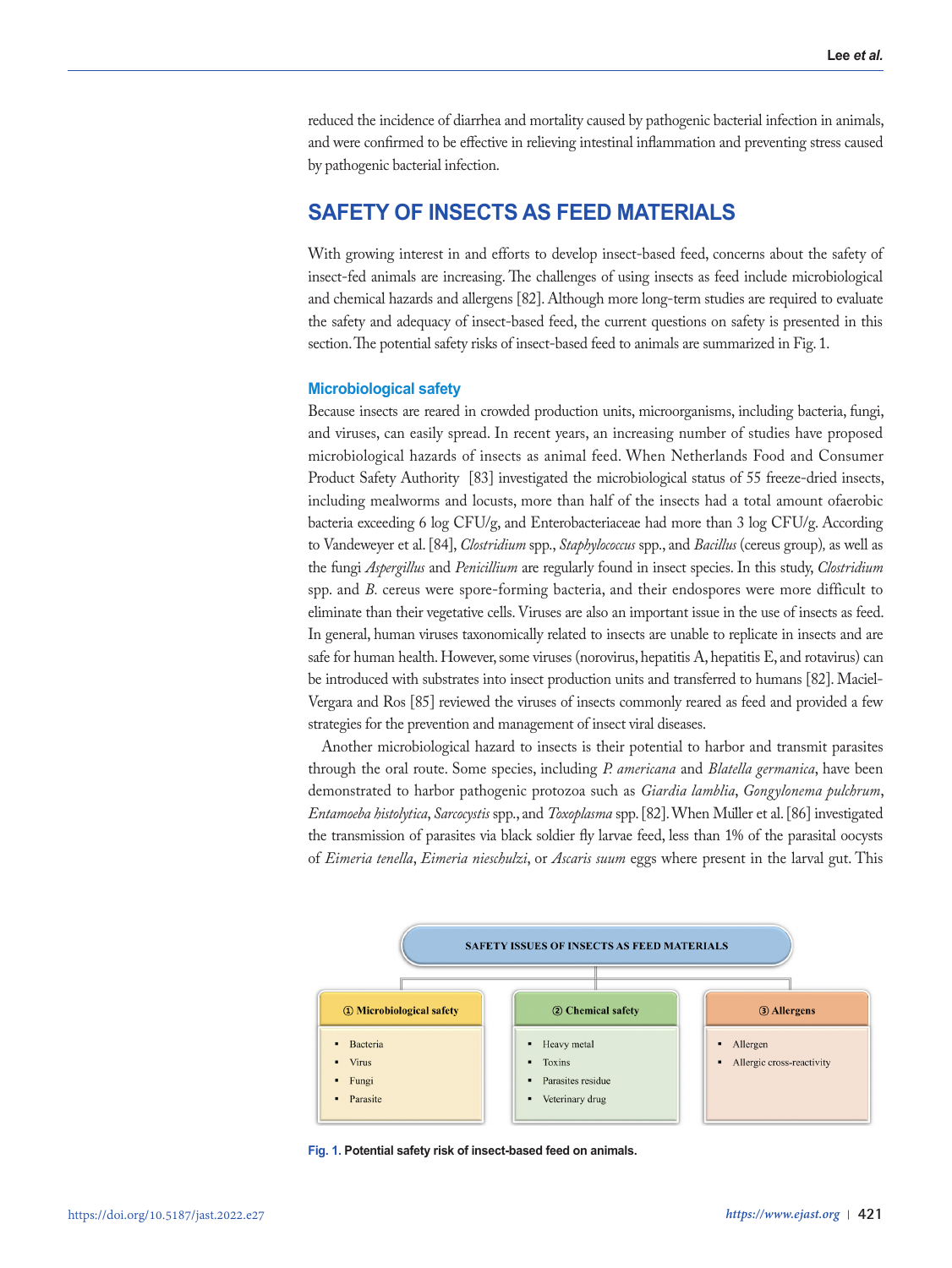reduced the incidence of diarrhea and mortality caused by pathogenic bacterial infection in animals, and were confirmed to be effective in relieving intestinal inflammation and preventing stress caused by pathogenic bacterial infection.

## SAFETY OF INSECTS AS FEED MATERIALS

With growing interest in and efforts to develop insect-based feed, concerns about the safety of insect-fed animals are increasing. The challenges of using insects as feed include microbiological and chemical hazards and allergens [82]. Although more long-term studies are required to evaluate the safety and adequacy of insect-based feed, the current questions on safety is presented in this section. The potential safety risks of insect-based feed to animals are summarized in Fig. 1.

### Microbiological safety

Because insects are reared in crowded production units, microorganisms, including bacteria, fungi, and viruses, can easily spread. In recent years, an increasing number of studies have proposed microbiological hazards of insects as animal feed. When Netherlands Food and Consumer Product Safety Authority [83] investigated the microbiological status of 55 freeze-dried insects, including mealworms and locusts, more than half of the insects had a total amount ofaerobic bacteria exceeding 6 log CFU/g, and Enterobacteriaceae had more than 3 log CFU/g. According to Vandeweyer et al. [84], *Clostridium* spp., *Staphylococcus* spp., and *Bacillus* (cereus group), as well as the fungi *Aspergillus* and *Penicillium* are regularly found in insect species. In this study, *Clostridium* spp. and *B.* cereus were spore-forming bacteria, and their endospores were more difficult to eliminate than their vegetative cells. Viruses are also an important issue in the use of insects as feed. In general, human viruses taxonomically related to insects are unable to replicate in insects and are safe for human health. However, some viruses (norovirus, hepatitis A, hepatitis E, and rotavirus) can be introduced with substrates into insect production units and transferred to humans [82]. Maciel-Vergara and Ros [85] reviewed the viruses of insects commonly reared as feed and provided a few strategies for the prevention and management of insect viral diseases.

Another microbiological hazard to insects is their potential to harbor and transmit parasites through the oral route. Some species, including *P. americana* and *Blatella germanica*, have been demonstrated to harbor pathogenic protozoa such as *Giardia lamblia*, *Gongylonema pulchrum*, *Entamoeba histolytica*, *Sarcocystis* spp., and *Toxoplasma* spp. [82]. When Müller et al. [86] investigated the transmission of parasites via black soldier fly larvae feed, less than 1% of the parasital oocysts of *Eimeria tenella*, *Eimeria nieschulzi*, or *Ascaris suum* eggs where present in the larval gut. This

**SAFETY ISSUES OF INSECTS AS FEED MATERIALS**

| ① Microbiological safety | ② Chemical safety | ③ Allergens |
|---|---|---|
| Bacteria | Heavy metal | Allergen |
| Virus | Toxins | Allergic cross-reactivity |
| Fungi | Parasites residue | |
| Parasite | Veterinary drug | |

**Fig. 1. Potential safety risk of insect-based feed on animals.**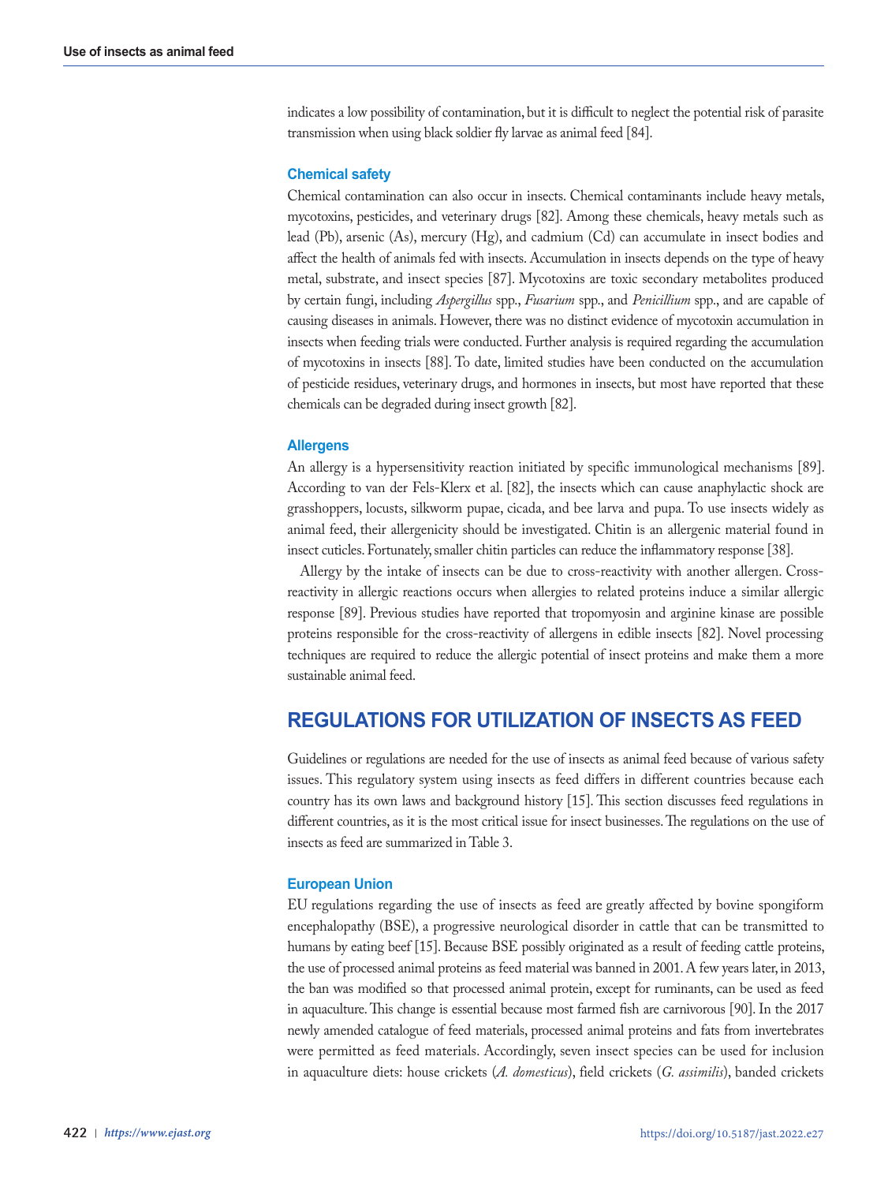indicates a low possibility of contamination, but it is difficult to neglect the potential risk of parasite transmission when using black soldier fly larvae as animal feed [84].

### Chemical safety

Chemical contamination can also occur in insects. Chemical contaminants include heavy metals, mycotoxins, pesticides, and veterinary drugs [82]. Among these chemicals, heavy metals such as lead (Pb), arsenic (As), mercury (Hg), and cadmium (Cd) can accumulate in insect bodies and affect the health of animals fed with insects. Accumulation in insects depends on the type of heavy metal, substrate, and insect species [87]. Mycotoxins are toxic secondary metabolites produced by certain fungi, including *Aspergillus* spp., *Fusarium* spp., and *Penicillium* spp., and are capable of causing diseases in animals. However, there was no distinct evidence of mycotoxin accumulation in insects when feeding trials were conducted. Further analysis is required regarding the accumulation of mycotoxins in insects [88]. To date, limited studies have been conducted on the accumulation of pesticide residues, veterinary drugs, and hormones in insects, but most have reported that these chemicals can be degraded during insect growth [82].

### Allergens

An allergy is a hypersensitivity reaction initiated by specific immunological mechanisms [89]. According to van der Fels-Klerx et al. [82], the insects which can cause anaphylactic shock are grasshoppers, locusts, silkworm pupae, cicada, and bee larva and pupa. To use insects widely as animal feed, their allergenicity should be investigated. Chitin is an allergenic material found in insect cuticles. Fortunately, smaller chitin particles can reduce the inflammatory response [38].

Allergy by the intake of insects can be due to cross-reactivity with another allergen. Cross-reactivity in allergic reactions occurs when allergies to related proteins induce a similar allergic response [89]. Previous studies have reported that tropomyosin and arginine kinase are possible proteins responsible for the cross-reactivity of allergens in edible insects [82]. Novel processing techniques are required to reduce the allergic potential of insect proteins and make them a more sustainable animal feed.

## REGULATIONS FOR UTILIZATION OF INSECTS AS FEED

Guidelines or regulations are needed for the use of insects as animal feed because of various safety issues. This regulatory system using insects as feed differs in different countries because each country has its own laws and background history [15]. This section discusses feed regulations in different countries, as it is the most critical issue for insect businesses. The regulations on the use of insects as feed are summarized in Table 3.

### European Union

EU regulations regarding the use of insects as feed are greatly affected by bovine spongiform encephalopathy (BSE), a progressive neurological disorder in cattle that can be transmitted to humans by eating beef [15]. Because BSE possibly originated as a result of feeding cattle proteins, the use of processed animal proteins as feed material was banned in 2001. A few years later, in 2013, the ban was modified so that processed animal protein, except for ruminants, can be used as feed in aquaculture. This change is essential because most farmed fish are carnivorous [90]. In the 2017 newly amended catalogue of feed materials, processed animal proteins and fats from invertebrates were permitted as feed materials. Accordingly, seven insect species can be used for inclusion in aquaculture diets: house crickets (*A. domesticus*), field crickets (*G. assimilis*), banded crickets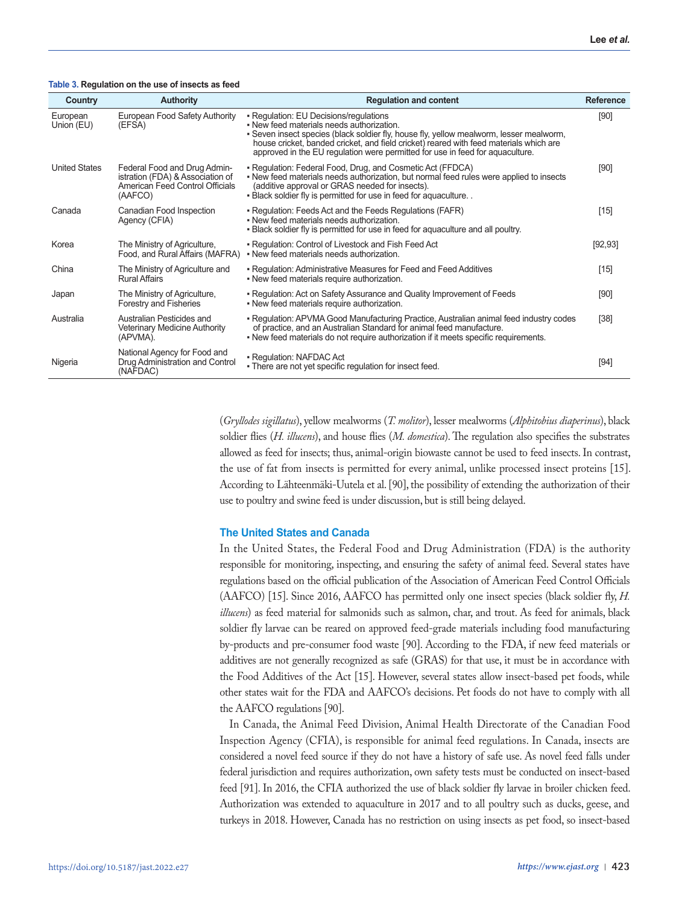**Table 3. Regulation on the use of insects as feed**

| Country | Authority | Regulation and content | Reference |
|---|---|---|---|
| European Union (EU) | European Food Safety Authority (EFSA) | ▪ Regulation: EU Decisions/regulations<br>▪ New feed materials needs authorization.<br>▪ Seven insect species (black soldier fly, house fly, yellow mealworm, lesser mealworm, house cricket, banded cricket, and field cricket) reared with feed materials which are approved in the EU regulation were permitted for use in feed for aquaculture. | [90] |
| United States | Federal Food and Drug Administration (FDA) & Association of American Feed Control Officials (AAFCO) | ▪ Regulation: Federal Food, Drug, and Cosmetic Act (FFDCA)<br>▪ New feed materials needs authorization, but normal feed rules were applied to insects (additive approval or GRAS needed for insects).<br>▪ Black soldier fly is permitted for use in feed for aquaculture. . | [90] |
| Canada | Canadian Food Inspection Agency (CFIA) | ▪ Regulation: Feeds Act and the Feeds Regulations (FAFR)<br>▪ New feed materials needs authorization.<br>▪ Black soldier fly is permitted for use in feed for aquaculture and all poultry. | [15] |
| Korea | The Ministry of Agriculture, Food, and Rural Affairs (MAFRA) | ▪ Regulation: Control of Livestock and Fish Feed Act<br>▪ New feed materials needs authorization. | [92,93] |
| China | The Ministry of Agriculture and Rural Affairs | ▪ Regulation: Administrative Measures for Feed and Feed Additives<br>▪ New feed materials require authorization. | [15] |
| Japan | The Ministry of Agriculture, Forestry and Fisheries | ▪ Regulation: Act on Safety Assurance and Quality Improvement of Feeds<br>▪ New feed materials require authorization. | [90] |
| Australia | Australian Pesticides and Veterinary Medicine Authority (APVMA). | ▪ Regulation: APVMA Good Manufacturing Practice, Australian animal feed industry codes of practice, and an Australian Standard for animal feed manufacture.<br>▪ New feed materials do not require authorization if it meets specific requirements. | [38] |
| Nigeria | National Agency for Food and Drug Administration and Control (NAFDAC) | ▪ Regulation: NAFDAC Act<br>▪ There are not yet specific regulation for insect feed. | [94] |

(*Gryllodes sigillatus*), yellow mealworms (*T. molitor*), lesser mealworms (*Alphitobius diaperinus*), black soldier flies (*H. illucens*), and house flies (*M. domestica*). The regulation also specifies the substrates allowed as feed for insects; thus, animal-origin biowaste cannot be used to feed insects. In contrast, the use of fat from insects is permitted for every animal, unlike processed insect proteins [15]. According to Lähteenmäki-Uutela et al. [90], the possibility of extending the authorization of their use to poultry and swine feed is under discussion, but is still being delayed.

### The United States and Canada

In the United States, the Federal Food and Drug Administration (FDA) is the authority responsible for monitoring, inspecting, and ensuring the safety of animal feed. Several states have regulations based on the official publication of the Association of American Feed Control Officials (AAFCO) [15]. Since 2016, AAFCO has permitted only one insect species (black soldier fly, *H. illucens*) as feed material for salmonids such as salmon, char, and trout. As feed for animals, black soldier fly larvae can be reared on approved feed-grade materials including food manufacturing by-products and pre-consumer food waste [90]. According to the FDA, if new feed materials or additives are not generally recognized as safe (GRAS) for that use, it must be in accordance with the Food Additives of the Act [15]. However, several states allow insect-based pet foods, while other states wait for the FDA and AAFCO's decisions. Pet foods do not have to comply with all the AAFCO regulations [90].

In Canada, the Animal Feed Division, Animal Health Directorate of the Canadian Food Inspection Agency (CFIA), is responsible for animal feed regulations. In Canada, insects are considered a novel feed source if they do not have a history of safe use. As novel feed falls under federal jurisdiction and requires authorization, own safety tests must be conducted on insect-based feed [91]. In 2016, the CFIA authorized the use of black soldier fly larvae in broiler chicken feed. Authorization was extended to aquaculture in 2017 and to all poultry such as ducks, geese, and turkeys in 2018. However, Canada has no restriction on using insects as pet food, so insect-based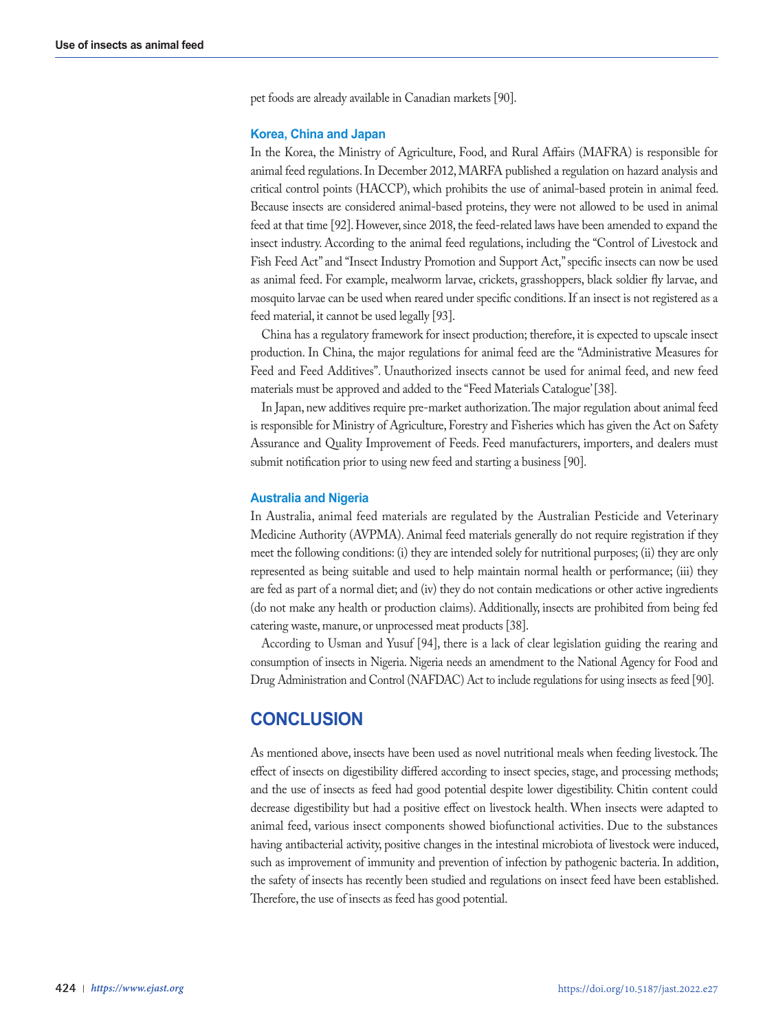pet foods are already available in Canadian markets [90].

### Korea, China and Japan

In the Korea, the Ministry of Agriculture, Food, and Rural Affairs (MAFRA) is responsible for animal feed regulations. In December 2012, MARFA published a regulation on hazard analysis and critical control points (HACCP), which prohibits the use of animal-based protein in animal feed. Because insects are considered animal-based proteins, they were not allowed to be used in animal feed at that time [92]. However, since 2018, the feed-related laws have been amended to expand the insect industry. According to the animal feed regulations, including the "Control of Livestock and Fish Feed Act" and "Insect Industry Promotion and Support Act," specific insects can now be used as animal feed. For example, mealworm larvae, crickets, grasshoppers, black soldier fly larvae, and mosquito larvae can be used when reared under specific conditions. If an insect is not registered as a feed material, it cannot be used legally [93].

China has a regulatory framework for insect production; therefore, it is expected to upscale insect production. In China, the major regulations for animal feed are the "Administrative Measures for Feed and Feed Additives". Unauthorized insects cannot be used for animal feed, and new feed materials must be approved and added to the "Feed Materials Catalogue' [38].

In Japan, new additives require pre-market authorization. The major regulation about animal feed is responsible for Ministry of Agriculture, Forestry and Fisheries which has given the Act on Safety Assurance and Quality Improvement of Feeds. Feed manufacturers, importers, and dealers must submit notification prior to using new feed and starting a business [90].

### Australia and Nigeria

In Australia, animal feed materials are regulated by the Australian Pesticide and Veterinary Medicine Authority (AVPMA). Animal feed materials generally do not require registration if they meet the following conditions: (i) they are intended solely for nutritional purposes; (ii) they are only represented as being suitable and used to help maintain normal health or performance; (iii) they are fed as part of a normal diet; and (iv) they do not contain medications or other active ingredients (do not make any health or production claims). Additionally, insects are prohibited from being fed catering waste, manure, or unprocessed meat products [38].

According to Usman and Yusuf [94], there is a lack of clear legislation guiding the rearing and consumption of insects in Nigeria. Nigeria needs an amendment to the National Agency for Food and Drug Administration and Control (NAFDAC) Act to include regulations for using insects as feed [90].

## CONCLUSION

As mentioned above, insects have been used as novel nutritional meals when feeding livestock. The effect of insects on digestibility differed according to insect species, stage, and processing methods; and the use of insects as feed had good potential despite lower digestibility. Chitin content could decrease digestibility but had a positive effect on livestock health. When insects were adapted to animal feed, various insect components showed biofunctional activities. Due to the substances having antibacterial activity, positive changes in the intestinal microbiota of livestock were induced, such as improvement of immunity and prevention of infection by pathogenic bacteria. In addition, the safety of insects has recently been studied and regulations on insect feed have been established. Therefore, the use of insects as feed has good potential.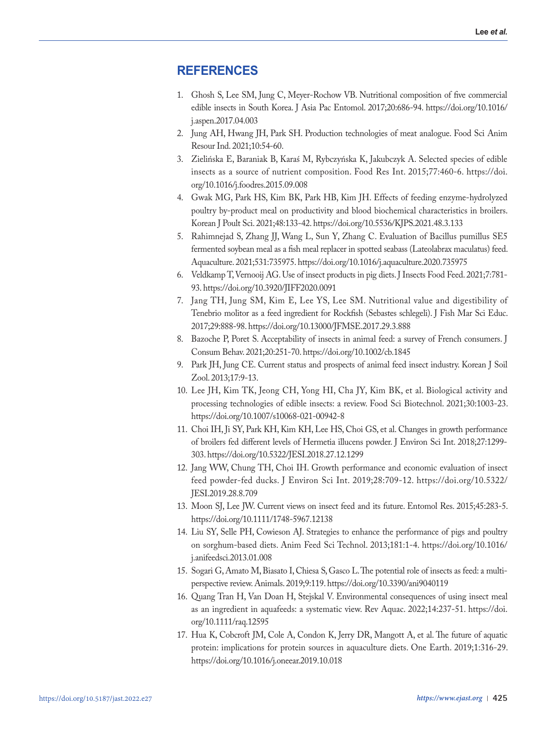## REFERENCES

1. Ghosh S, Lee SM, Jung C, Meyer-Rochow VB. Nutritional composition of five commercial edible insects in South Korea. J Asia Pac Entomol. 2017;20:686-94. https://doi.org/10.1016/j.aspen.2017.04.003
2. Jung AH, Hwang JH, Park SH. Production technologies of meat analogue. Food Sci Anim Resour Ind. 2021;10:54-60.
3. Zielińska E, Baraniak B, Karaś M, Rybczyńska K, Jakubczyk A. Selected species of edible insects as a source of nutrient composition. Food Res Int. 2015;77:460-6. https://doi.org/10.1016/j.foodres.2015.09.008
4. Gwak MG, Park HS, Kim BK, Park HB, Kim JH. Effects of feeding enzyme-hydrolyzed poultry by-product meal on productivity and blood biochemical characteristics in broilers. Korean J Poult Sci. 2021;48:133-42. https://doi.org/10.5536/KJPS.2021.48.3.133
5. Rahimnejad S, Zhang JJ, Wang L, Sun Y, Zhang C. Evaluation of Bacillus pumillus SE5 fermented soybean meal as a fish meal replacer in spotted seabass (Lateolabrax maculatus) feed. Aquaculture. 2021;531:735975. https://doi.org/10.1016/j.aquaculture.2020.735975
6. Veldkamp T, Vernooij AG. Use of insect products in pig diets. J Insects Food Feed. 2021;7:781-93. https://doi.org/10.3920/JIFF2020.0091
7. Jang TH, Jung SM, Kim E, Lee YS, Lee SM. Nutritional value and digestibility of Tenebrio molitor as a feed ingredient for Rockfish (Sebastes schlegeli). J Fish Mar Sci Educ. 2017;29:888-98. https://doi.org/10.13000/JFMSE.2017.29.3.888
8. Bazoche P, Poret S. Acceptability of insects in animal feed: a survey of French consumers. J Consum Behav. 2021;20:251-70. https://doi.org/10.1002/cb.1845
9. Park JH, Jung CE. Current status and prospects of animal feed insect industry. Korean J Soil Zool. 2013;17:9-13.
10. Lee JH, Kim TK, Jeong CH, Yong HI, Cha JY, Kim BK, et al. Biological activity and processing technologies of edible insects: a review. Food Sci Biotechnol. 2021;30:1003-23. https://doi.org/10.1007/s10068-021-00942-8
11. Choi IH, Ji SY, Park KH, Kim KH, Lee HS, Choi GS, et al. Changes in growth performance of broilers fed different levels of Hermetia illucens powder. J Environ Sci Int. 2018;27:1299-303. https://doi.org/10.5322/JESI.2018.27.12.1299
12. Jang WW, Chung TH, Choi IH. Growth performance and economic evaluation of insect feed powder-fed ducks. J Environ Sci Int. 2019;28:709-12. https://doi.org/10.5322/JESI.2019.28.8.709
13. Moon SJ, Lee JW. Current views on insect feed and its future. Entomol Res. 2015;45:283-5. https://doi.org/10.1111/1748-5967.12138
14. Liu SY, Selle PH, Cowieson AJ. Strategies to enhance the performance of pigs and poultry on sorghum-based diets. Anim Feed Sci Technol. 2013;181:1-4. https://doi.org/10.1016/j.anifeedsci.2013.01.008
15. Sogari G, Amato M, Biasato I, Chiesa S, Gasco L. The potential role of insects as feed: a multi-perspective review. Animals. 2019;9:119. https://doi.org/10.3390/ani9040119
16. Quang Tran H, Van Doan H, Stejskal V. Environmental consequences of using insect meal as an ingredient in aquafeeds: a systematic view. Rev Aquac. 2022;14:237-51. https://doi.org/10.1111/raq.12595
17. Hua K, Cobcroft JM, Cole A, Condon K, Jerry DR, Mangott A, et al. The future of aquatic protein: implications for protein sources in aquaculture diets. One Earth. 2019;1:316-29. https://doi.org/10.1016/j.oneear.2019.10.018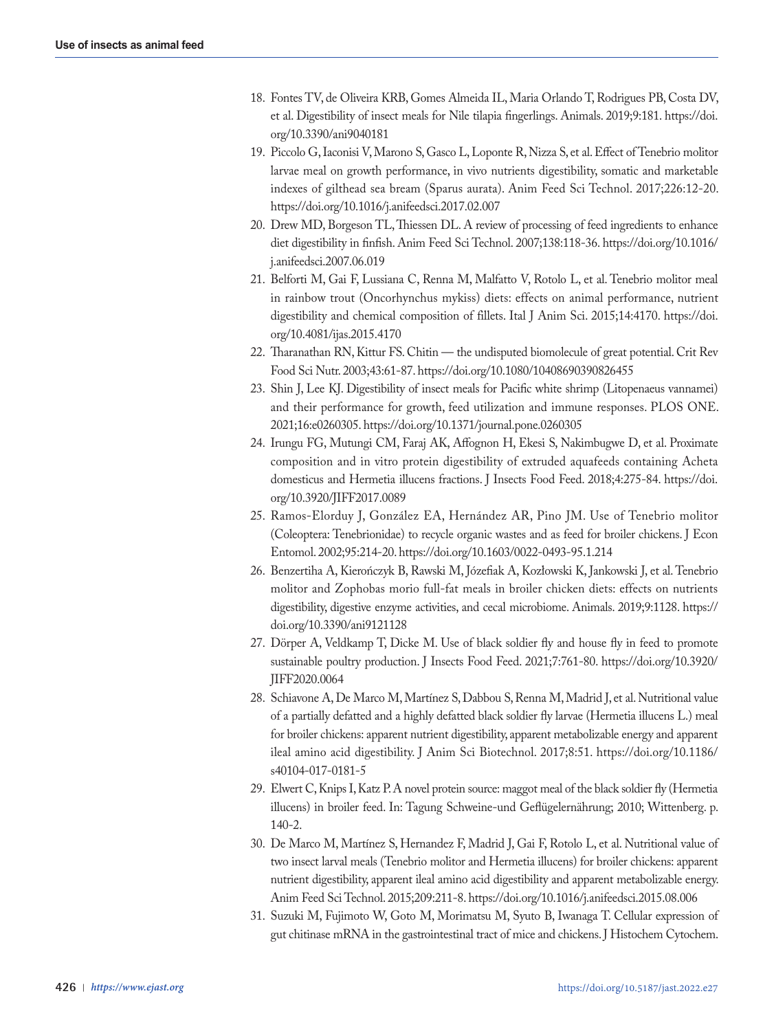18. Fontes TV, de Oliveira KRB, Gomes Almeida IL, Maria Orlando T, Rodrigues PB, Costa DV, et al. Digestibility of insect meals for Nile tilapia fingerlings. Animals. 2019;9:181. https://doi.org/10.3390/ani9040181
19. Piccolo G, Iaconisi V, Marono S, Gasco L, Loponte R, Nizza S, et al. Effect of Tenebrio molitor larvae meal on growth performance, in vivo nutrients digestibility, somatic and marketable indexes of gilthead sea bream (Sparus aurata). Anim Feed Sci Technol. 2017;226:12-20. https://doi.org/10.1016/j.anifeedsci.2017.02.007
20. Drew MD, Borgeson TL, Thiessen DL. A review of processing of feed ingredients to enhance diet digestibility in finfish. Anim Feed Sci Technol. 2007;138:118-36. https://doi.org/10.1016/j.anifeedsci.2007.06.019
21. Belforti M, Gai F, Lussiana C, Renna M, Malfatto V, Rotolo L, et al. Tenebrio molitor meal in rainbow trout (Oncorhynchus mykiss) diets: effects on animal performance, nutrient digestibility and chemical composition of fillets. Ital J Anim Sci. 2015;14:4170. https://doi.org/10.4081/ijas.2015.4170
22. Tharanathan RN, Kittur FS. Chitin — the undisputed biomolecule of great potential. Crit Rev Food Sci Nutr. 2003;43:61-87. https://doi.org/10.1080/10408690390826455
23. Shin J, Lee KJ. Digestibility of insect meals for Pacific white shrimp (Litopenaeus vannamei) and their performance for growth, feed utilization and immune responses. PLOS ONE. 2021;16:e0260305. https://doi.org/10.1371/journal.pone.0260305
24. Irungu FG, Mutungi CM, Faraj AK, Affognon H, Ekesi S, Nakimbugwe D, et al. Proximate composition and in vitro protein digestibility of extruded aquafeeds containing Acheta domesticus and Hermetia illucens fractions. J Insects Food Feed. 2018;4:275-84. https://doi.org/10.3920/JIFF2017.0089
25. Ramos-Elorduy J, González EA, Hernández AR, Pino JM. Use of Tenebrio molitor (Coleoptera: Tenebrionidae) to recycle organic wastes and as feed for broiler chickens. J Econ Entomol. 2002;95:214-20. https://doi.org/10.1603/0022-0493-95.1.214
26. Benzertiha A, Kierończyk B, Rawski M, Józefiak A, Kozłowski K, Jankowski J, et al. Tenebrio molitor and Zophobas morio full-fat meals in broiler chicken diets: effects on nutrients digestibility, digestive enzyme activities, and cecal microbiome. Animals. 2019;9:1128. https://doi.org/10.3390/ani9121128
27. Dörper A, Veldkamp T, Dicke M. Use of black soldier fly and house fly in feed to promote sustainable poultry production. J Insects Food Feed. 2021;7:761-80. https://doi.org/10.3920/JIFF2020.0064
28. Schiavone A, De Marco M, Martínez S, Dabbou S, Renna M, Madrid J, et al. Nutritional value of a partially defatted and a highly defatted black soldier fly larvae (Hermetia illucens L.) meal for broiler chickens: apparent nutrient digestibility, apparent metabolizable energy and apparent ileal amino acid digestibility. J Anim Sci Biotechnol. 2017;8:51. https://doi.org/10.1186/s40104-017-0181-5
29. Elwert C, Knips I, Katz P. A novel protein source: maggot meal of the black soldier fly (Hermetia illucens) in broiler feed. In: Tagung Schweine-und Geflügelernährung; 2010; Wittenberg. p. 140-2.
30. De Marco M, Martínez S, Hernandez F, Madrid J, Gai F, Rotolo L, et al. Nutritional value of two insect larval meals (Tenebrio molitor and Hermetia illucens) for broiler chickens: apparent nutrient digestibility, apparent ileal amino acid digestibility and apparent metabolizable energy. Anim Feed Sci Technol. 2015;209:211-8. https://doi.org/10.1016/j.anifeedsci.2015.08.006
31. Suzuki M, Fujimoto W, Goto M, Morimatsu M, Syuto B, Iwanaga T. Cellular expression of gut chitinase mRNA in the gastrointestinal tract of mice and chickens. J Histochem Cytochem.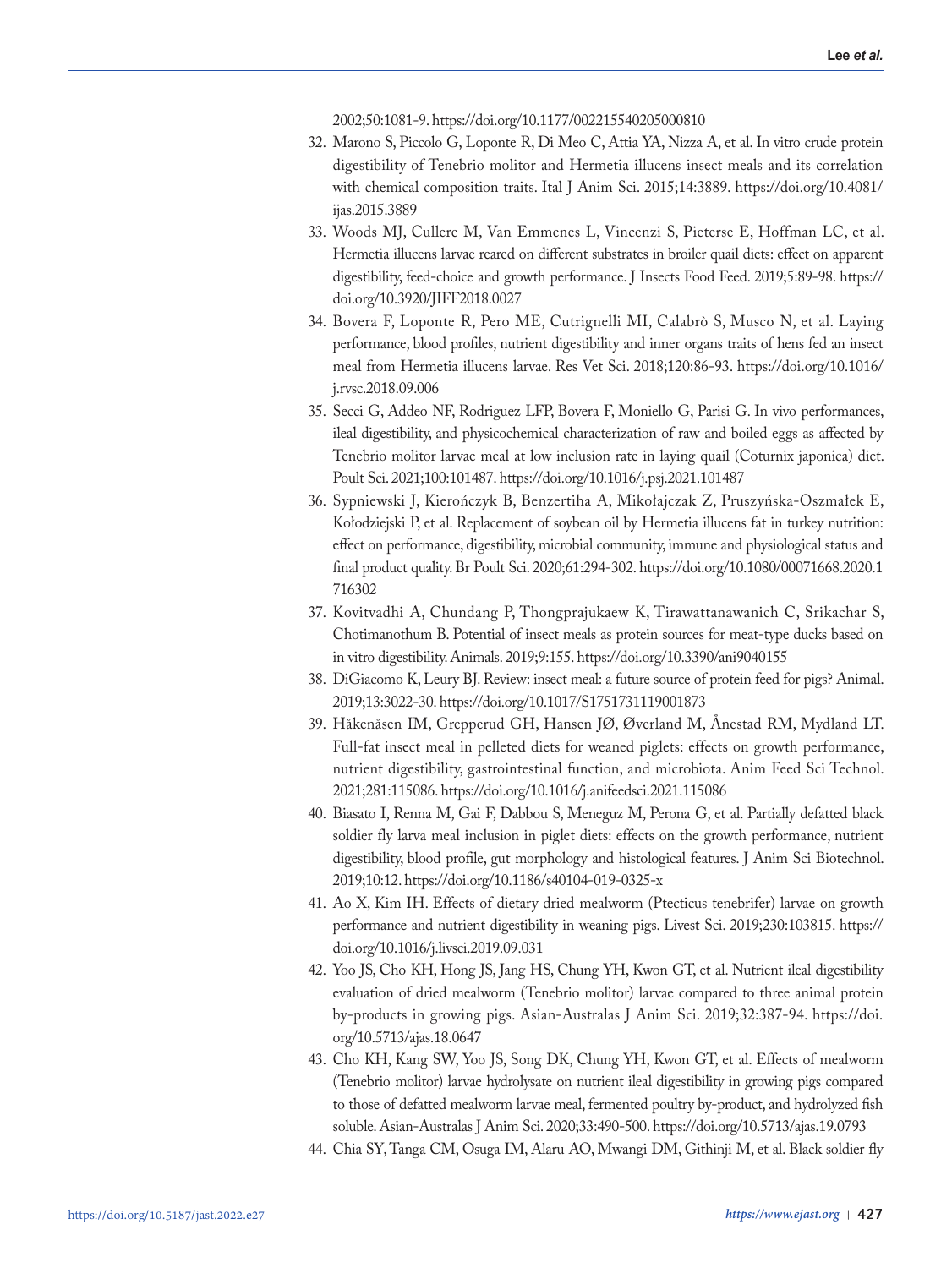2002;50:1081-9. https://doi.org/10.1177/002215540205000810

32. Marono S, Piccolo G, Loponte R, Di Meo C, Attia YA, Nizza A, et al. In vitro crude protein digestibility of Tenebrio molitor and Hermetia illucens insect meals and its correlation with chemical composition traits. Ital J Anim Sci. 2015;14:3889. https://doi.org/10.4081/ijas.2015.3889
33. Woods MJ, Cullere M, Van Emmenes L, Vincenzi S, Pieterse E, Hoffman LC, et al. Hermetia illucens larvae reared on different substrates in broiler quail diets: effect on apparent digestibility, feed-choice and growth performance. J Insects Food Feed. 2019;5:89-98. https://doi.org/10.3920/JIFF2018.0027
34. Bovera F, Loponte R, Pero ME, Cutrignelli MI, Calabrò S, Musco N, et al. Laying performance, blood profiles, nutrient digestibility and inner organs traits of hens fed an insect meal from Hermetia illucens larvae. Res Vet Sci. 2018;120:86-93. https://doi.org/10.1016/j.rvsc.2018.09.006
35. Secci G, Addeo NF, Rodriguez LFP, Bovera F, Moniello G, Parisi G. In vivo performances, ileal digestibility, and physicochemical characterization of raw and boiled eggs as affected by Tenebrio molitor larvae meal at low inclusion rate in laying quail (Coturnix japonica) diet. Poult Sci. 2021;100:101487. https://doi.org/10.1016/j.psj.2021.101487
36. Sypniewski J, Kierończyk B, Benzertiha A, Mikołajczak Z, Pruszyńska-Oszmałek E, Kołodziejski P, et al. Replacement of soybean oil by Hermetia illucens fat in turkey nutrition: effect on performance, digestibility, microbial community, immune and physiological status and final product quality. Br Poult Sci. 2020;61:294-302. https://doi.org/10.1080/00071668.2020.1716302
37. Kovitvadhi A, Chundang P, Thongprajukaew K, Tirawattanawanich C, Srikachar S, Chotimanothum B. Potential of insect meals as protein sources for meat-type ducks based on in vitro digestibility. Animals. 2019;9:155. https://doi.org/10.3390/ani9040155
38. DiGiacomo K, Leury BJ. Review: insect meal: a future source of protein feed for pigs? Animal. 2019;13:3022-30. https://doi.org/10.1017/S1751731119001873
39. Håkenåsen IM, Grepperud GH, Hansen JØ, Øverland M, Ånestad RM, Mydland LT. Full-fat insect meal in pelleted diets for weaned piglets: effects on growth performance, nutrient digestibility, gastrointestinal function, and microbiota. Anim Feed Sci Technol. 2021;281:115086. https://doi.org/10.1016/j.anifeedsci.2021.115086
40. Biasato I, Renna M, Gai F, Dabbou S, Meneguz M, Perona G, et al. Partially defatted black soldier fly larva meal inclusion in piglet diets: effects on the growth performance, nutrient digestibility, blood profile, gut morphology and histological features. J Anim Sci Biotechnol. 2019;10:12. https://doi.org/10.1186/s40104-019-0325-x
41. Ao X, Kim IH. Effects of dietary dried mealworm (Ptecticus tenebrifer) larvae on growth performance and nutrient digestibility in weaning pigs. Livest Sci. 2019;230:103815. https://doi.org/10.1016/j.livsci.2019.09.031
42. Yoo JS, Cho KH, Hong JS, Jang HS, Chung YH, Kwon GT, et al. Nutrient ileal digestibility evaluation of dried mealworm (Tenebrio molitor) larvae compared to three animal protein by-products in growing pigs. Asian-Australas J Anim Sci. 2019;32:387-94. https://doi.org/10.5713/ajas.18.0647
43. Cho KH, Kang SW, Yoo JS, Song DK, Chung YH, Kwon GT, et al. Effects of mealworm (Tenebrio molitor) larvae hydrolysate on nutrient ileal digestibility in growing pigs compared to those of defatted mealworm larvae meal, fermented poultry by-product, and hydrolyzed fish soluble. Asian-Australas J Anim Sci. 2020;33:490-500. https://doi.org/10.5713/ajas.19.0793
44. Chia SY, Tanga CM, Osuga IM, Alaru AO, Mwangi DM, Githinji M, et al. Black soldier fly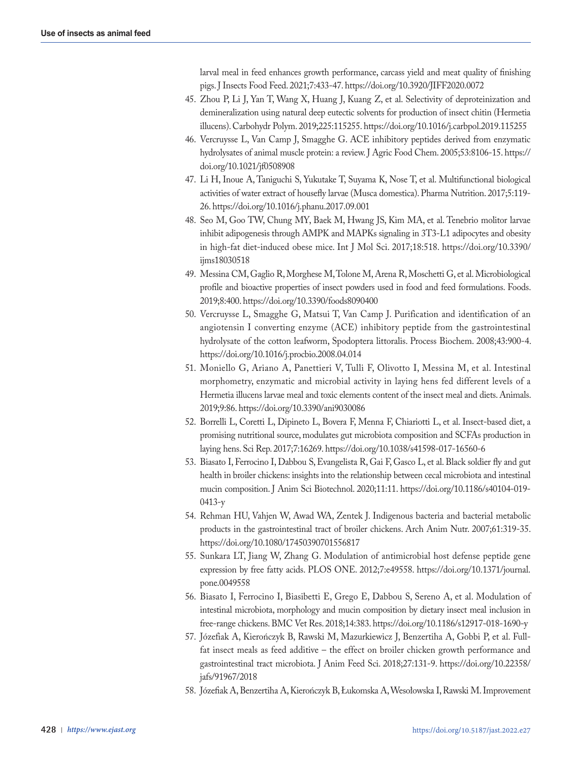larval meal in feed enhances growth performance, carcass yield and meat quality of finishing pigs. J Insects Food Feed. 2021;7:433-47. https://doi.org/10.3920/JIFF2020.0072

45. Zhou P, Li J, Yan T, Wang X, Huang J, Kuang Z, et al. Selectivity of deproteinization and demineralization using natural deep eutectic solvents for production of insect chitin (Hermetia illucens). Carbohydr Polym. 2019;225:115255. https://doi.org/10.1016/j.carbpol.2019.115255
46. Vercruysse L, Van Camp J, Smagghe G. ACE inhibitory peptides derived from enzymatic hydrolysates of animal muscle protein: a review. J Agric Food Chem. 2005;53:8106-15. https://doi.org/10.1021/jf0508908
47. Li H, Inoue A, Taniguchi S, Yukutake T, Suyama K, Nose T, et al. Multifunctional biological activities of water extract of housefly larvae (Musca domestica). Pharma Nutrition. 2017;5:119-26. https://doi.org/10.1016/j.phanu.2017.09.001
48. Seo M, Goo TW, Chung MY, Baek M, Hwang JS, Kim MA, et al. Tenebrio molitor larvae inhibit adipogenesis through AMPK and MAPKs signaling in 3T3-L1 adipocytes and obesity in high-fat diet-induced obese mice. Int J Mol Sci. 2017;18:518. https://doi.org/10.3390/ijms18030518
49. Messina CM, Gaglio R, Morghese M, Tolone M, Arena R, Moschetti G, et al. Microbiological profile and bioactive properties of insect powders used in food and feed formulations. Foods. 2019;8:400. https://doi.org/10.3390/foods8090400
50. Vercruysse L, Smagghe G, Matsui T, Van Camp J. Purification and identification of an angiotensin I converting enzyme (ACE) inhibitory peptide from the gastrointestinal hydrolysate of the cotton leafworm, Spodoptera littoralis. Process Biochem. 2008;43:900-4. https://doi.org/10.1016/j.procbio.2008.04.014
51. Moniello G, Ariano A, Panettieri V, Tulli F, Olivotto I, Messina M, et al. Intestinal morphometry, enzymatic and microbial activity in laying hens fed different levels of a Hermetia illucens larvae meal and toxic elements content of the insect meal and diets. Animals. 2019;9:86. https://doi.org/10.3390/ani9030086
52. Borrelli L, Coretti L, Dipineto L, Bovera F, Menna F, Chiariotti L, et al. Insect-based diet, a promising nutritional source, modulates gut microbiota composition and SCFAs production in laying hens. Sci Rep. 2017;7:16269. https://doi.org/10.1038/s41598-017-16560-6
53. Biasato I, Ferrocino I, Dabbou S, Evangelista R, Gai F, Gasco L, et al. Black soldier fly and gut health in broiler chickens: insights into the relationship between cecal microbiota and intestinal mucin composition. J Anim Sci Biotechnol. 2020;11:11. https://doi.org/10.1186/s40104-019-0413-y
54. Rehman HU, Vahjen W, Awad WA, Zentek J. Indigenous bacteria and bacterial metabolic products in the gastrointestinal tract of broiler chickens. Arch Anim Nutr. 2007;61:319-35. https://doi.org/10.1080/17450390701556817
55. Sunkara LT, Jiang W, Zhang G. Modulation of antimicrobial host defense peptide gene expression by free fatty acids. PLOS ONE. 2012;7:e49558. https://doi.org/10.1371/journal.pone.0049558
56. Biasato I, Ferrocino I, Biasibetti E, Grego E, Dabbou S, Sereno A, et al. Modulation of intestinal microbiota, morphology and mucin composition by dietary insect meal inclusion in free-range chickens. BMC Vet Res. 2018;14:383. https://doi.org/10.1186/s12917-018-1690-y
57. Józefiak A, Kierończyk B, Rawski M, Mazurkiewicz J, Benzertiha A, Gobbi P, et al. Full-fat insect meals as feed additive – the effect on broiler chicken growth performance and gastrointestinal tract microbiota. J Anim Feed Sci. 2018;27:131-9. https://doi.org/10.22358/jafs/91967/2018
58. Józefiak A, Benzertiha A, Kierończyk B, Łukomska A, Wesołowska I, Rawski M. Improvement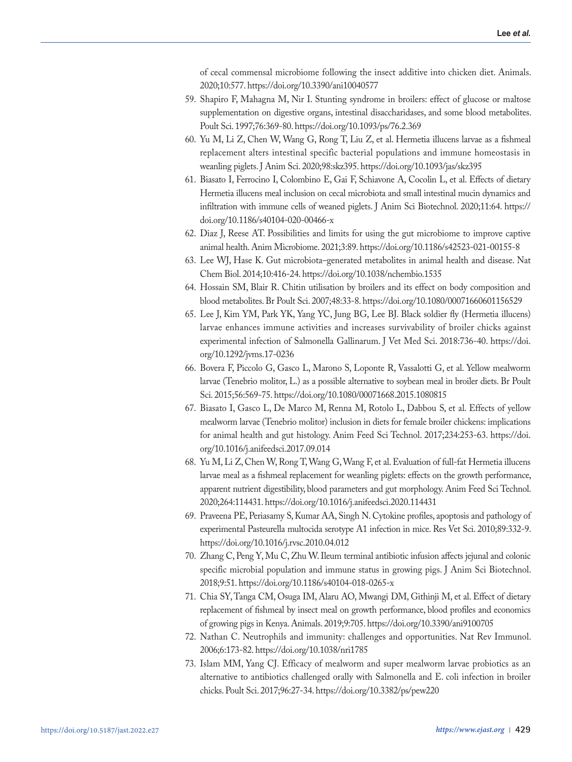of cecal commensal microbiome following the insect additive into chicken diet. Animals. 2020;10:577. https://doi.org/10.3390/ani10040577

59. Shapiro F, Mahagna M, Nir I. Stunting syndrome in broilers: effect of glucose or maltose supplementation on digestive organs, intestinal disaccharidases, and some blood metabolites. Poult Sci. 1997;76:369-80. https://doi.org/10.1093/ps/76.2.369
60. Yu M, Li Z, Chen W, Wang G, Rong T, Liu Z, et al. Hermetia illucens larvae as a fishmeal replacement alters intestinal specific bacterial populations and immune homeostasis in weanling piglets. J Anim Sci. 2020;98:skz395. https://doi.org/10.1093/jas/skz395
61. Biasato I, Ferrocino I, Colombino E, Gai F, Schiavone A, Cocolin L, et al. Effects of dietary Hermetia illucens meal inclusion on cecal microbiota and small intestinal mucin dynamics and infiltration with immune cells of weaned piglets. J Anim Sci Biotechnol. 2020;11:64. https://doi.org/10.1186/s40104-020-00466-x
62. Diaz J, Reese AT. Possibilities and limits for using the gut microbiome to improve captive animal health. Anim Microbiome. 2021;3:89. https://doi.org/10.1186/s42523-021-00155-8
63. Lee WJ, Hase K. Gut microbiota–generated metabolites in animal health and disease. Nat Chem Biol. 2014;10:416-24. https://doi.org/10.1038/nchembio.1535
64. Hossain SM, Blair R. Chitin utilisation by broilers and its effect on body composition and blood metabolites. Br Poult Sci. 2007;48:33-8. https://doi.org/10.1080/00071660601156529
65. Lee J, Kim YM, Park YK, Yang YC, Jung BG, Lee BJ. Black soldier fly (Hermetia illucens) larvae enhances immune activities and increases survivability of broiler chicks against experimental infection of Salmonella Gallinarum. J Vet Med Sci. 2018:736-40. https://doi.org/10.1292/jvms.17-0236
66. Bovera F, Piccolo G, Gasco L, Marono S, Loponte R, Vassalotti G, et al. Yellow mealworm larvae (Tenebrio molitor, L.) as a possible alternative to soybean meal in broiler diets. Br Poult Sci. 2015;56:569-75. https://doi.org/10.1080/00071668.2015.1080815
67. Biasato I, Gasco L, De Marco M, Renna M, Rotolo L, Dabbou S, et al. Effects of yellow mealworm larvae (Tenebrio molitor) inclusion in diets for female broiler chickens: implications for animal health and gut histology. Anim Feed Sci Technol. 2017;234:253-63. https://doi.org/10.1016/j.anifeedsci.2017.09.014
68. Yu M, Li Z, Chen W, Rong T, Wang G, Wang F, et al. Evaluation of full-fat Hermetia illucens larvae meal as a fishmeal replacement for weanling piglets: effects on the growth performance, apparent nutrient digestibility, blood parameters and gut morphology. Anim Feed Sci Technol. 2020;264:114431. https://doi.org/10.1016/j.anifeedsci.2020.114431
69. Praveena PE, Periasamy S, Kumar AA, Singh N. Cytokine profiles, apoptosis and pathology of experimental Pasteurella multocida serotype A1 infection in mice. Res Vet Sci. 2010;89:332-9. https://doi.org/10.1016/j.rvsc.2010.04.012
70. Zhang C, Peng Y, Mu C, Zhu W. Ileum terminal antibiotic infusion affects jejunal and colonic specific microbial population and immune status in growing pigs. J Anim Sci Biotechnol. 2018;9:51. https://doi.org/10.1186/s40104-018-0265-x
71. Chia SY, Tanga CM, Osuga IM, Alaru AO, Mwangi DM, Githinji M, et al. Effect of dietary replacement of fishmeal by insect meal on growth performance, blood profiles and economics of growing pigs in Kenya. Animals. 2019;9:705. https://doi.org/10.3390/ani9100705
72. Nathan C. Neutrophils and immunity: challenges and opportunities. Nat Rev Immunol. 2006;6:173-82. https://doi.org/10.1038/nri1785
73. Islam MM, Yang CJ. Efficacy of mealworm and super mealworm larvae probiotics as an alternative to antibiotics challenged orally with Salmonella and E. coli infection in broiler chicks. Poult Sci. 2017;96:27-34. https://doi.org/10.3382/ps/pew220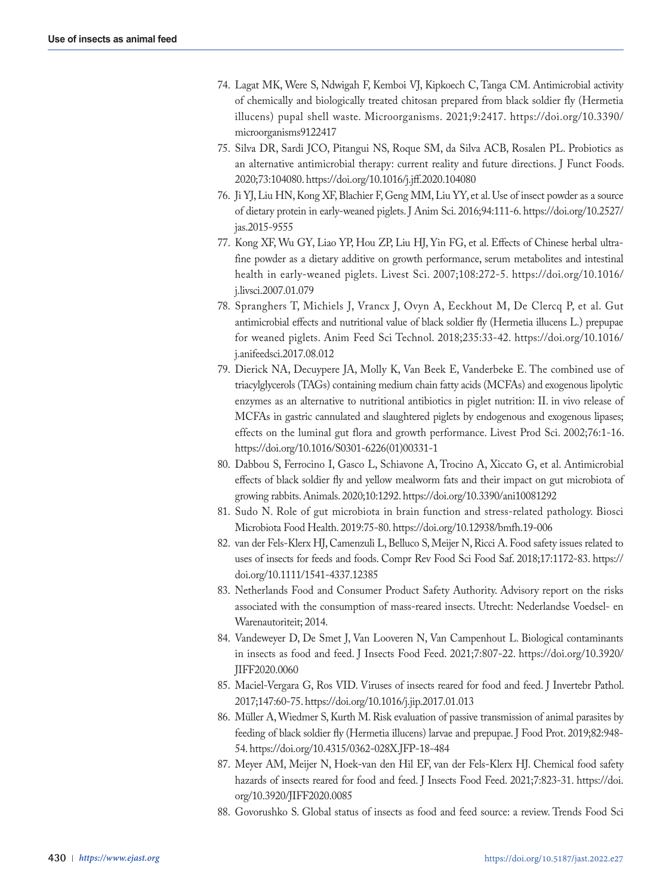74. Lagat MK, Were S, Ndwigah F, Kemboi VJ, Kipkoech C, Tanga CM. Antimicrobial activity of chemically and biologically treated chitosan prepared from black soldier fly (Hermetia illucens) pupal shell waste. Microorganisms. 2021;9:2417. https://doi.org/10.3390/microorganisms9122417
75. Silva DR, Sardi JCO, Pitangui NS, Roque SM, da Silva ACB, Rosalen PL. Probiotics as an alternative antimicrobial therapy: current reality and future directions. J Funct Foods. 2020;73:104080. https://doi.org/10.1016/j.jff.2020.104080
76. Ji YJ, Liu HN, Kong XF, Blachier F, Geng MM, Liu YY, et al. Use of insect powder as a source of dietary protein in early-weaned piglets. J Anim Sci. 2016;94:111-6. https://doi.org/10.2527/jas.2015-9555
77. Kong XF, Wu GY, Liao YP, Hou ZP, Liu HJ, Yin FG, et al. Effects of Chinese herbal ultra-fine powder as a dietary additive on growth performance, serum metabolites and intestinal health in early-weaned piglets. Livest Sci. 2007;108:272-5. https://doi.org/10.1016/j.livsci.2007.01.079
78. Spranghers T, Michiels J, Vrancx J, Ovyn A, Eeckhout M, De Clercq P, et al. Gut antimicrobial effects and nutritional value of black soldier fly (Hermetia illucens L.) prepupae for weaned piglets. Anim Feed Sci Technol. 2018;235:33-42. https://doi.org/10.1016/j.anifeedsci.2017.08.012
79. Dierick NA, Decuypere JA, Molly K, Van Beek E, Vanderbeke E. The combined use of triacylglycerols (TAGs) containing medium chain fatty acids (MCFAs) and exogenous lipolytic enzymes as an alternative to nutritional antibiotics in piglet nutrition: II. in vivo release of MCFAs in gastric cannulated and slaughtered piglets by endogenous and exogenous lipases; effects on the luminal gut flora and growth performance. Livest Prod Sci. 2002;76:1-16. https://doi.org/10.1016/S0301-6226(01)00331-1
80. Dabbou S, Ferrocino I, Gasco L, Schiavone A, Trocino A, Xiccato G, et al. Antimicrobial effects of black soldier fly and yellow mealworm fats and their impact on gut microbiota of growing rabbits. Animals. 2020;10:1292. https://doi.org/10.3390/ani10081292
81. Sudo N. Role of gut microbiota in brain function and stress-related pathology. Biosci Microbiota Food Health. 2019:75-80. https://doi.org/10.12938/bmfh.19-006
82. van der Fels-Klerx HJ, Camenzuli L, Belluco S, Meijer N, Ricci A. Food safety issues related to uses of insects for feeds and foods. Compr Rev Food Sci Food Saf. 2018;17:1172-83. https://doi.org/10.1111/1541-4337.12385
83. Netherlands Food and Consumer Product Safety Authority. Advisory report on the risks associated with the consumption of mass-reared insects. Utrecht: Nederlandse Voedsel- en Warenautoriteit; 2014.
84. Vandeweyer D, De Smet J, Van Looveren N, Van Campenhout L. Biological contaminants in insects as food and feed. J Insects Food Feed. 2021;7:807-22. https://doi.org/10.3920/JIFF2020.0060
85. Maciel-Vergara G, Ros VID. Viruses of insects reared for food and feed. J Invertebr Pathol. 2017;147:60-75. https://doi.org/10.1016/j.jip.2017.01.013
86. Müller A, Wiedmer S, Kurth M. Risk evaluation of passive transmission of animal parasites by feeding of black soldier fly (Hermetia illucens) larvae and prepupae. J Food Prot. 2019;82:948-54. https://doi.org/10.4315/0362-028X.JFP-18-484
87. Meyer AM, Meijer N, Hoek-van den Hil EF, van der Fels-Klerx HJ. Chemical food safety hazards of insects reared for food and feed. J Insects Food Feed. 2021;7:823-31. https://doi.org/10.3920/JIFF2020.0085
88. Govorushko S. Global status of insects as food and feed source: a review. Trends Food Sci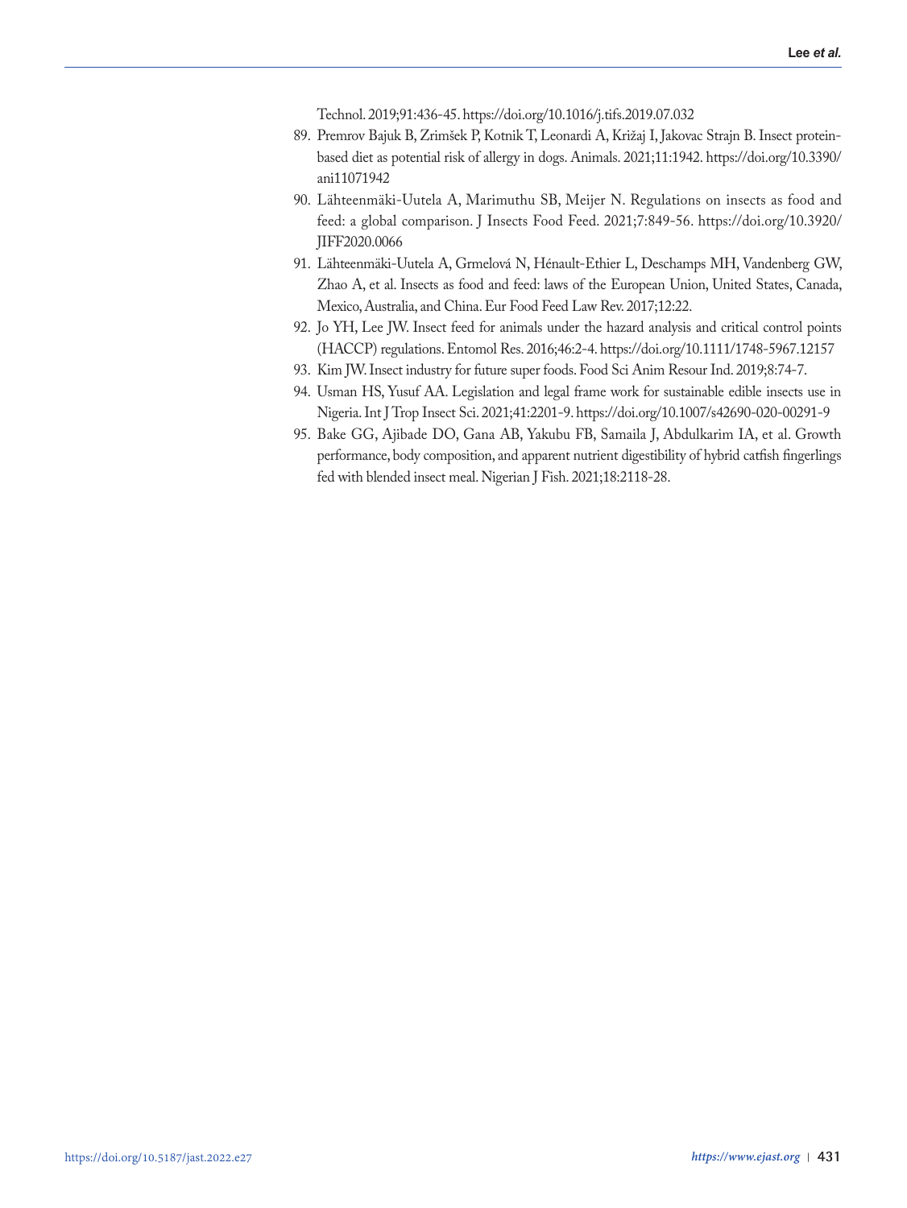Technol. 2019;91:436-45. https://doi.org/10.1016/j.tifs.2019.07.032

89. Premrov Bajuk B, Zrimšek P, Kotnik T, Leonardi A, Križaj I, Jakovac Strajn B. Insect protein-based diet as potential risk of allergy in dogs. Animals. 2021;11:1942. https://doi.org/10.3390/ani11071942
90. Lähteenmäki-Uutela A, Marimuthu SB, Meijer N. Regulations on insects as food and feed: a global comparison. J Insects Food Feed. 2021;7:849-56. https://doi.org/10.3920/JIFF2020.0066
91. Lähteenmäki-Uutela A, Grmelová N, Hénault-Ethier L, Deschamps MH, Vandenberg GW, Zhao A, et al. Insects as food and feed: laws of the European Union, United States, Canada, Mexico, Australia, and China. Eur Food Feed Law Rev. 2017;12:22.
92. Jo YH, Lee JW. Insect feed for animals under the hazard analysis and critical control points (HACCP) regulations. Entomol Res. 2016;46:2-4. https://doi.org/10.1111/1748-5967.12157
93. Kim JW. Insect industry for future super foods. Food Sci Anim Resour Ind. 2019;8:74-7.
94. Usman HS, Yusuf AA. Legislation and legal frame work for sustainable edible insects use in Nigeria. Int J Trop Insect Sci. 2021;41:2201-9. https://doi.org/10.1007/s42690-020-00291-9
95. Bake GG, Ajibade DO, Gana AB, Yakubu FB, Samaila J, Abdulkarim IA, et al. Growth performance, body composition, and apparent nutrient digestibility of hybrid catfish fingerlings fed with blended insect meal. Nigerian J Fish. 2021;18:2118-28.